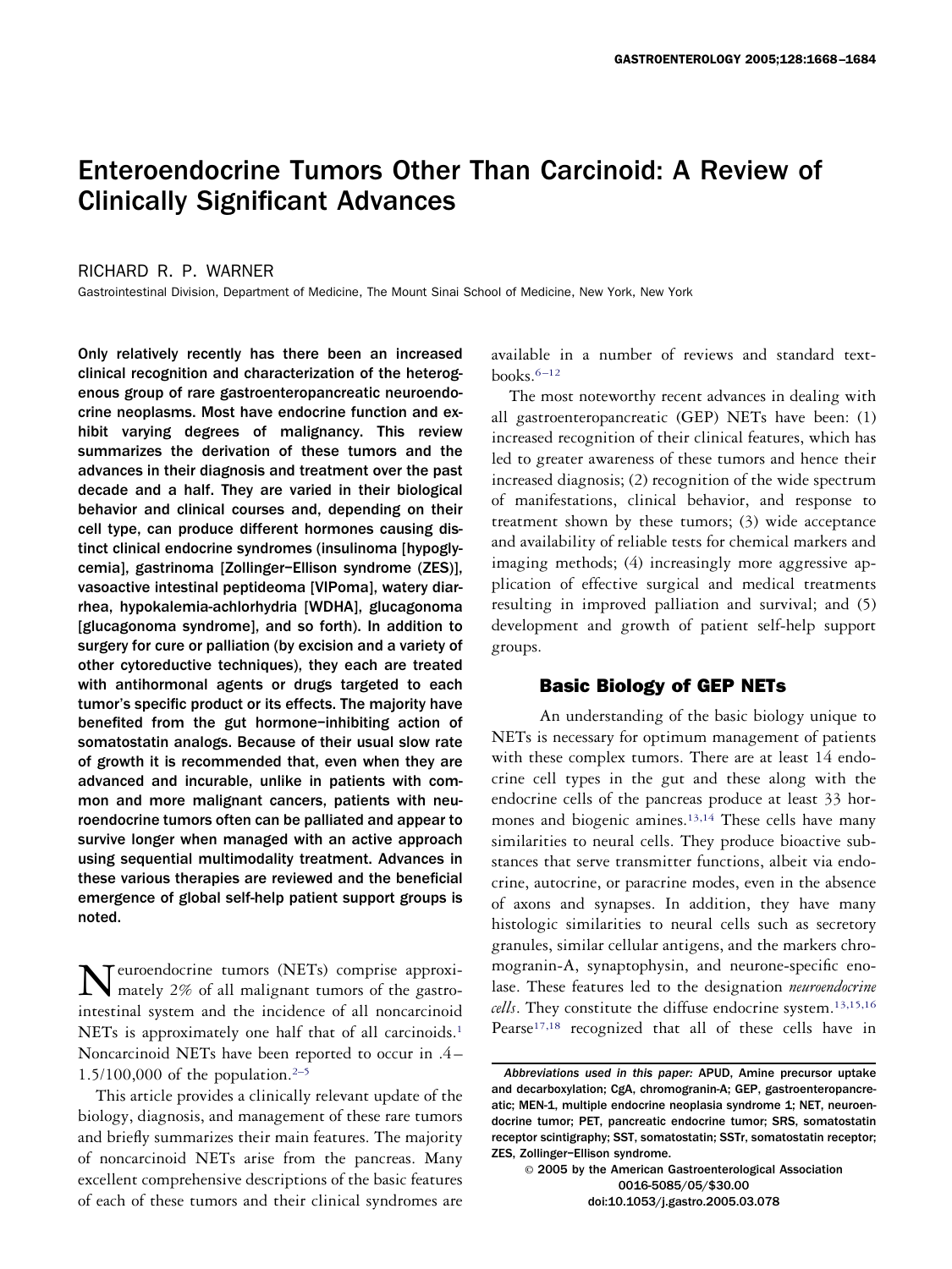# Enteroendocrine Tumors Other Than Carcinoid: A Review of Clinically Significant Advances

RICHARD R. P. WARNER

Gastrointestinal Division, Department of Medicine, The Mount Sinai School of Medicine, New York, New York

**Only relatively recently has there been an increased clinical recognition and characterization of the heterogenous group of rare gastroenteropancreatic neuroendocrine neoplasms. Most have endocrine function and exhibit varying degrees of malignancy. This review summarizes the derivation of these tumors and the advances in their diagnosis and treatment over the past decade and a half. They are varied in their biological behavior and clinical courses and, depending on their cell type, can produce different hormones causing distinct clinical endocrine syndromes (insulinoma [hypoglycemia], gastrinoma [Zollinger–Ellison syndrome (ZES)], vasoactive intestinal peptideoma [VIPoma], watery diarrhea, hypokalemia-achlorhydria [WDHA], glucagonoma [glucagonoma syndrome], and so forth). In addition to surgery for cure or palliation (by excision and a variety of other cytoreductive techniques), they each are treated with antihormonal agents or drugs targeted to each tumor's specific product or its effects. The majority have benefited from the gut hormone–inhibiting action of somatostatin analogs. Because of their usual slow rate of growth it is recommended that, even when they are advanced and incurable, unlike in patients with common and more malignant cancers, patients with neuroendocrine tumors often can be palliated and appear to survive longer when managed with an active approach using sequential multimodality treatment. Advances in these various therapies are reviewed and the beneficial emergence of global self-help patient support groups is noted.**

Neuroendocrine tumors (NETs) comprise approximately 2% of all malignant tumors of the gastrointestinal system and the incidence of all noncarcinoid NETs is approximately one half that of all carcinoids.[1] Noncarcinoid NETs have been reported to occur in .4–1.5/100,000 of the population.[2–5]

This article provides a clinically relevant update of the biology, diagnosis, and management of these rare tumors and briefly summarizes their main features. The majority of noncarcinoid NETs arise from the pancreas. Many excellent comprehensive descriptions of the basic features of each of these tumors and their clinical syndromes are available in a number of reviews and standard textbooks.[6–12]

The most noteworthy recent advances in dealing with all gastroenteropancreatic (GEP) NETs have been: (1) increased recognition of their clinical features, which has led to greater awareness of these tumors and hence their increased diagnosis; (2) recognition of the wide spectrum of manifestations, clinical behavior, and response to treatment shown by these tumors; (3) wide acceptance and availability of reliable tests for chemical markers and imaging methods; (4) increasingly more aggressive application of effective surgical and medical treatments resulting in improved palliation and survival; and (5) development and growth of patient self-help support groups.

## Basic Biology of GEP NETs

An understanding of the basic biology unique to NETs is necessary for optimum management of patients with these complex tumors. There are at least 14 endocrine cell types in the gut and these along with the endocrine cells of the pancreas produce at least 33 hormones and biogenic amines.[13,14] These cells have many similarities to neural cells. They produce bioactive substances that serve transmitter functions, albeit via endocrine, autocrine, or paracrine modes, even in the absence of axons and synapses. In addition, they have many histologic similarities to neural cells such as secretory granules, similar cellular antigens, and the markers chromogranin-A, synaptophysin, and neurone-specific enolase. These features led to the designation *neuroendocrine cells*. They constitute the diffuse endocrine system.[13,15,16] Pearse[17,18] recognized that all of these cells have in

*Abbreviations used in this paper:* APUD, Amine precursor uptake and decarboxylation; CgA, chromogranin-A; GEP, gastroenteropancreatic; MEN-1, multiple endocrine neoplasia syndrome 1; NET, neuroendocrine tumor; PET, pancreatic endocrine tumor; SRS, somatostatin receptor scintigraphy; SST, somatostatin; SSTr, somatostatin receptor; ZES, Zollinger–Ellison syndrome.

© 2005 by the American Gastroenterological Association
0016-5085/05/$30.00
doi:10.1053/j.gastro.2005.03.078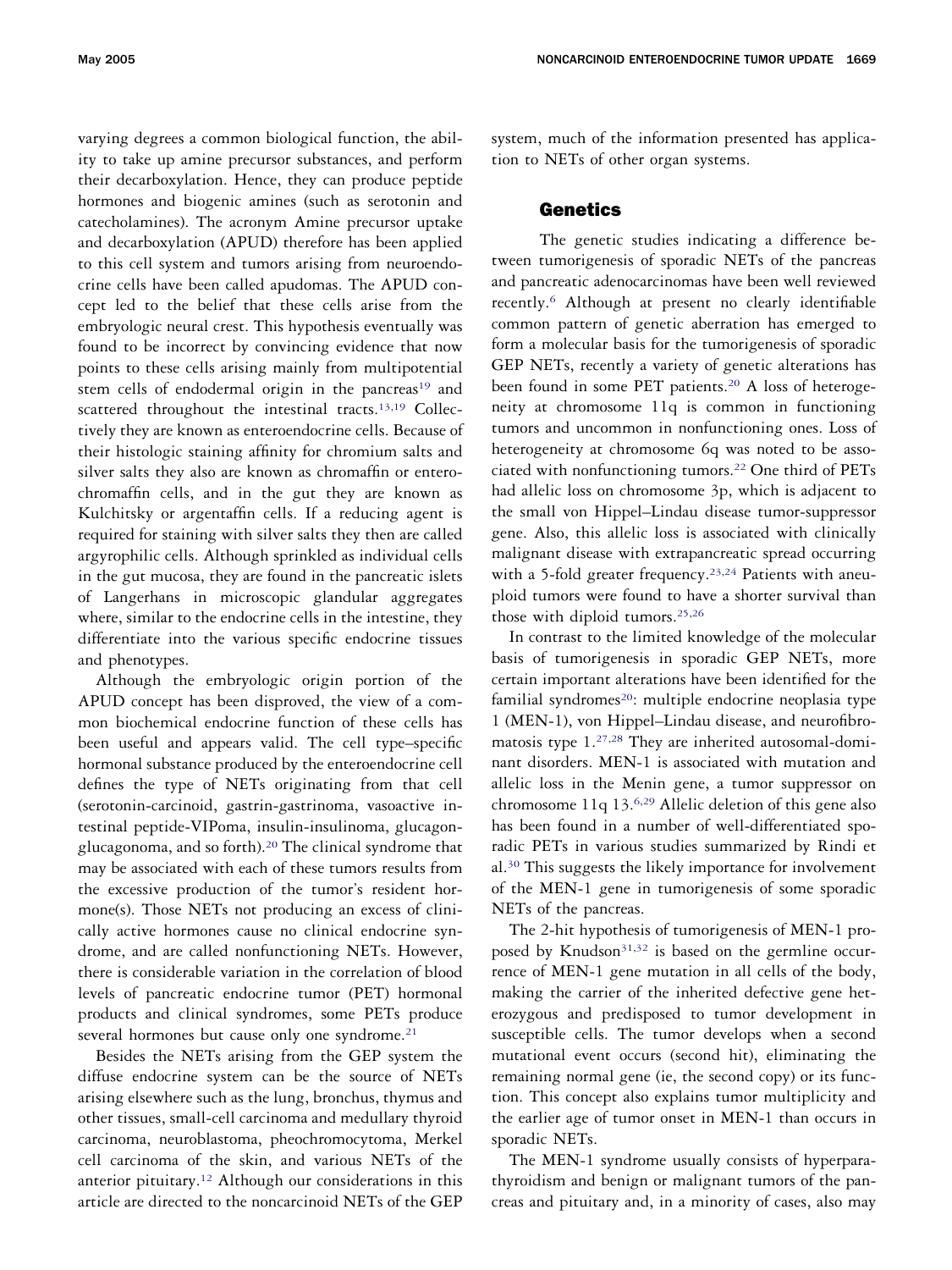varying degrees a common biological function, the ability to take up amine precursor substances, and perform their decarboxylation. Hence, they can produce peptide hormones and biogenic amines (such as serotonin and catecholamines). The acronym Amine precursor uptake and decarboxylation (APUD) therefore has been applied to this cell system and tumors arising from neuroendocrine cells have been called apudomas. The APUD concept led to the belief that these cells arise from the embryologic neural crest. This hypothesis eventually was found to be incorrect by convincing evidence that now points to these cells arising mainly from multipotential stem cells of endodermal origin in the pancreas[19] and scattered throughout the intestinal tracts.[13,19] Collectively they are known as enteroendocrine cells. Because of their histologic staining affinity for chromium salts and silver salts they also are known as chromaffin or enterochromaffin cells, and in the gut they are known as Kulchitsky or argentaffin cells. If a reducing agent is required for staining with silver salts they then are called argyrophilic cells. Although sprinkled as individual cells in the gut mucosa, they are found in the pancreatic islets of Langerhans in microscopic glandular aggregates where, similar to the endocrine cells in the intestine, they differentiate into the various specific endocrine tissues and phenotypes.

Although the embryologic origin portion of the APUD concept has been disproved, the view of a common biochemical endocrine function of these cells has been useful and appears valid. The cell type–specific hormonal substance produced by the enteroendocrine cell defines the type of NETs originating from that cell (serotonin-carcinoid, gastrin-gastrinoma, vasoactive intestinal peptide-VIPoma, insulin-insulinoma, glucagon-glucagonoma, and so forth).[20] The clinical syndrome that may be associated with each of these tumors results from the excessive production of the tumor's resident hormone(s). Those NETs not producing an excess of clinically active hormones cause no clinical endocrine syndrome, and are called nonfunctioning NETs. However, there is considerable variation in the correlation of blood levels of pancreatic endocrine tumor (PET) hormonal products and clinical syndromes, some PETs produce several hormones but cause only one syndrome.[21]

Besides the NETs arising from the GEP system the diffuse endocrine system can be the source of NETs arising elsewhere such as the lung, bronchus, thymus and other tissues, small-cell carcinoma and medullary thyroid carcinoma, neuroblastoma, pheochromocytoma, Merkel cell carcinoma of the skin, and various NETs of the anterior pituitary.[12] Although our considerations in this article are directed to the noncarcinoid NETs of the GEP system, much of the information presented has application to NETs of other organ systems.

## Genetics

The genetic studies indicating a difference between tumorigenesis of sporadic NETs of the pancreas and pancreatic adenocarcinomas have been well reviewed recently.[6] Although at present no clearly identifiable common pattern of genetic aberration has emerged to form a molecular basis for the tumorigenesis of sporadic GEP NETs, recently a variety of genetic alterations has been found in some PET patients.[20] A loss of heterogeneity at chromosome 11q is common in functioning tumors and uncommon in nonfunctioning ones. Loss of heterogeneity at chromosome 6q was noted to be associated with nonfunctioning tumors.[22] One third of PETs had allelic loss on chromosome 3p, which is adjacent to the small von Hippel–Lindau disease tumor-suppressor gene. Also, this allelic loss is associated with clinically malignant disease with extrapancreatic spread occurring with a 5-fold greater frequency.[23,24] Patients with aneuploid tumors were found to have a shorter survival than those with diploid tumors.[25,26]

In contrast to the limited knowledge of the molecular basis of tumorigenesis in sporadic GEP NETs, more certain important alterations have been identified for the familial syndromes[20]: multiple endocrine neoplasia type 1 (MEN-1), von Hippel–Lindau disease, and neurofibromatosis type 1.[27,28] They are inherited autosomal-dominant disorders. MEN-1 is associated with mutation and allelic loss in the Menin gene, a tumor suppressor on chromosome 11q 13.[6,29] Allelic deletion of this gene also has been found in a number of well-differentiated sporadic PETs in various studies summarized by Rindi et al.[30] This suggests the likely importance for involvement of the MEN-1 gene in tumorigenesis of some sporadic NETs of the pancreas.

The 2-hit hypothesis of tumorigenesis of MEN-1 proposed by Knudson[31,32] is based on the germline occurrence of MEN-1 gene mutation in all cells of the body, making the carrier of the inherited defective gene heterozygous and predisposed to tumor development in susceptible cells. The tumor develops when a second mutational event occurs (second hit), eliminating the remaining normal gene (ie, the second copy) or its function. This concept also explains tumor multiplicity and the earlier age of tumor onset in MEN-1 than occurs in sporadic NETs.

The MEN-1 syndrome usually consists of hyperparathyroidism and benign or malignant tumors of the pancreas and pituitary and, in a minority of cases, also may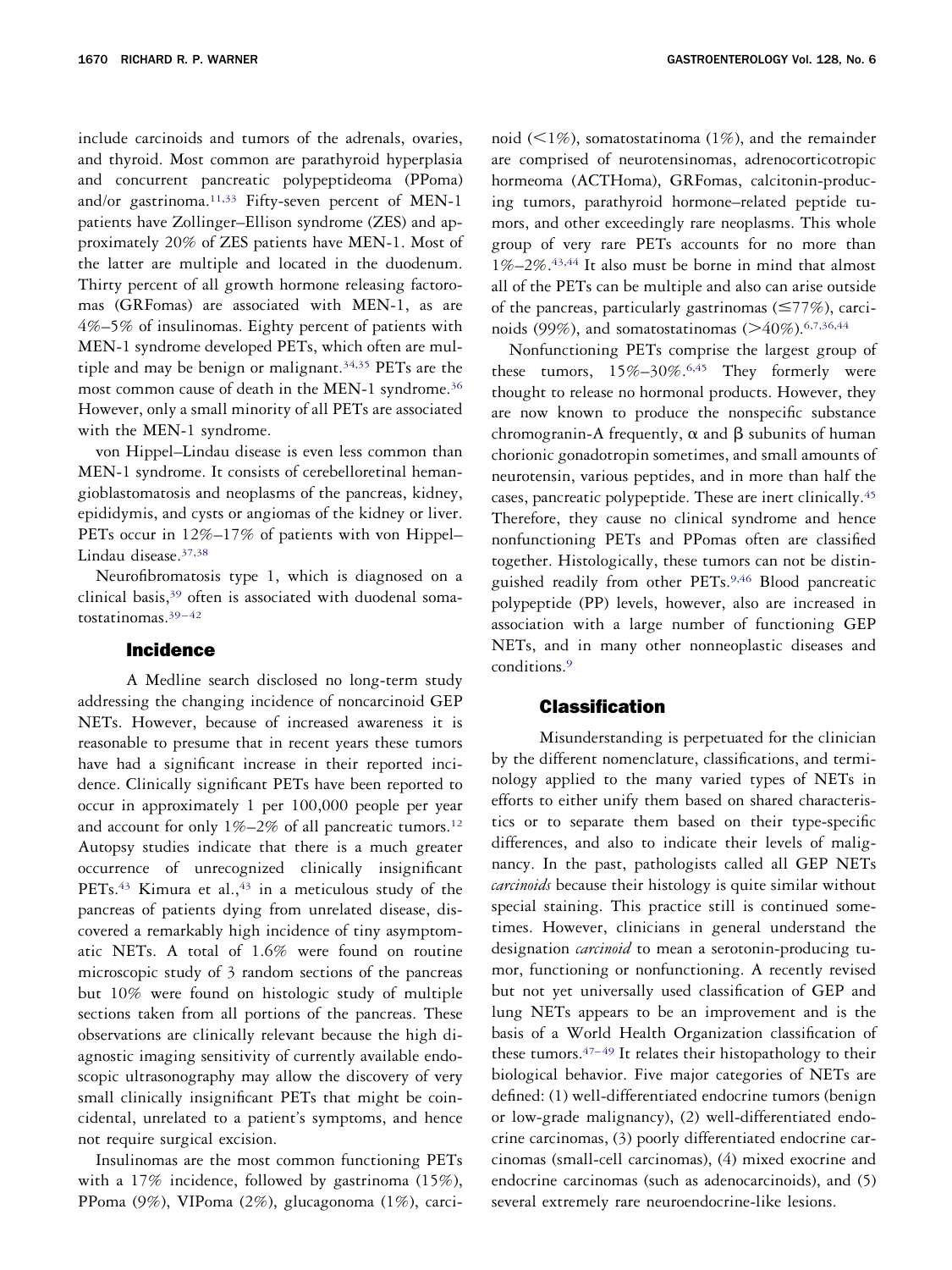include carcinoids and tumors of the adrenals, ovaries, and thyroid. Most common are parathyroid hyperplasia and concurrent pancreatic polypeptideoma (PPoma) and/or gastrinoma.[11,33] Fifty-seven percent of MEN-1 patients have Zollinger–Ellison syndrome (ZES) and approximately 20% of ZES patients have MEN-1. Most of the latter are multiple and located in the duodenum. Thirty percent of all growth hormone releasing factoromas (GRFomas) are associated with MEN-1, as are 4%–5% of insulinomas. Eighty percent of patients with MEN-1 syndrome developed PETs, which often are multiple and may be benign or malignant.[34,35] PETs are the most common cause of death in the MEN-1 syndrome.[36] However, only a small minority of all PETs are associated with the MEN-1 syndrome.

von Hippel–Lindau disease is even less common than MEN-1 syndrome. It consists of cerebelloretinal hemangioblastomatosis and neoplasms of the pancreas, kidney, epididymis, and cysts or angiomas of the kidney or liver. PETs occur in 12%–17% of patients with von Hippel–Lindau disease.[37,38]

Neurofibromatosis type 1, which is diagnosed on a clinical basis,[39] often is associated with duodenal somatostatinomas.[39–42]

## Incidence

A Medline search disclosed no long-term study addressing the changing incidence of noncarcinoid GEP NETs. However, because of increased awareness it is reasonable to presume that in recent years these tumors have had a significant increase in their reported incidence. Clinically significant PETs have been reported to occur in approximately 1 per 100,000 people per year and account for only 1%–2% of all pancreatic tumors.[12] Autopsy studies indicate that there is a much greater occurrence of unrecognized clinically insignificant PETs.[43] Kimura et al.,[43] in a meticulous study of the pancreas of patients dying from unrelated disease, discovered a remarkably high incidence of tiny asymptomatic NETs. A total of 1.6% were found on routine microscopic study of 3 random sections of the pancreas but 10% were found on histologic study of multiple sections taken from all portions of the pancreas. These observations are clinically relevant because the high diagnostic imaging sensitivity of currently available endoscopic ultrasonography may allow the discovery of very small clinically insignificant PETs that might be coincidental, unrelated to a patient's symptoms, and hence not require surgical excision.

Insulinomas are the most common functioning PETs with a 17% incidence, followed by gastrinoma (15%), PPoma (9%), VIPoma (2%), glucagonoma (1%), carcinoid (<1%), somatostatinoma (1%), and the remainder are comprised of neurotensinomas, adrenocorticotropic hormeoma (ACTHoma), GRFomas, calcitonin-producing tumors, parathyroid hormone–related peptide tumors, and other exceedingly rare neoplasms. This whole group of very rare PETs accounts for no more than 1%–2%.[43,44] It also must be borne in mind that almost all of the PETs can be multiple and also can arise outside of the pancreas, particularly gastrinomas (≤77%), carcinoids (99%), and somatostatinomas (>40%).[6,7,36,44]

Nonfunctioning PETs comprise the largest group of these tumors, 15%–30%.[6,45] They formerly were thought to release no hormonal products. However, they are now known to produce the nonspecific substance chromogranin-A frequently, α and β subunits of human chorionic gonadotropin sometimes, and small amounts of neurotensin, various peptides, and in more than half the cases, pancreatic polypeptide. These are inert clinically.[45] Therefore, they cause no clinical syndrome and hence nonfunctioning PETs and PPomas often are classified together. Histologically, these tumors can not be distinguished readily from other PETs.[9,46] Blood pancreatic polypeptide (PP) levels, however, also are increased in association with a large number of functioning GEP NETs, and in many other nonneoplastic diseases and conditions.[9]

## Classification

Misunderstanding is perpetuated for the clinician by the different nomenclature, classifications, and terminology applied to the many varied types of NETs in efforts to either unify them based on shared characteristics or to separate them based on their type-specific differences, and also to indicate their levels of malignancy. In the past, pathologists called all GEP NETs *carcinoids* because their histology is quite similar without special staining. This practice still is continued sometimes. However, clinicians in general understand the designation *carcinoid* to mean a serotonin-producing tumor, functioning or nonfunctioning. A recently revised but not yet universally used classification of GEP and lung NETs appears to be an improvement and is the basis of a World Health Organization classification of these tumors.[47–49] It relates their histopathology to their biological behavior. Five major categories of NETs are defined: (1) well-differentiated endocrine tumors (benign or low-grade malignancy), (2) well-differentiated endocrine carcinomas, (3) poorly differentiated endocrine carcinomas (small-cell carcinomas), (4) mixed exocrine and endocrine carcinomas (such as adenocarcinoids), and (5) several extremely rare neuroendocrine-like lesions.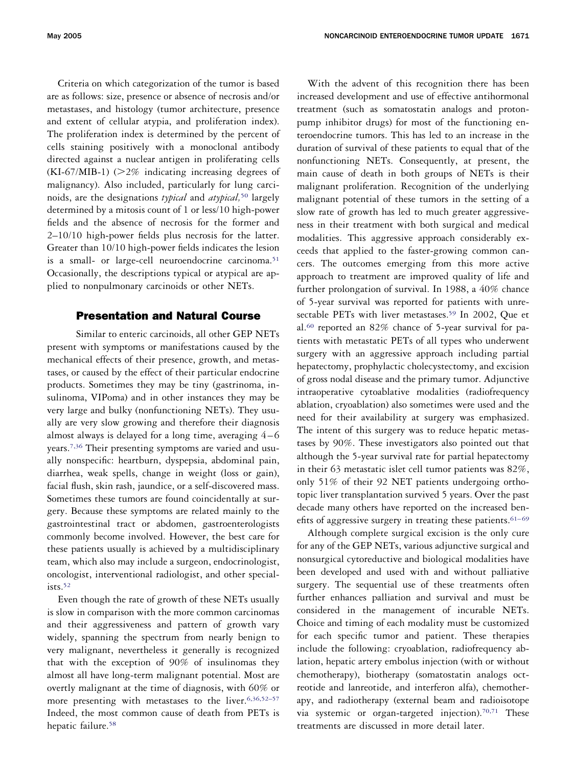Criteria on which categorization of the tumor is based are as follows: size, presence or absence of necrosis and/or metastases, and histology (tumor architecture, presence and extent of cellular atypia, and proliferation index). The proliferation index is determined by the percent of cells staining positively with a monoclonal antibody directed against a nuclear antigen in proliferating cells (KI-67/MIB-1) (>2% indicating increasing degrees of malignancy). Also included, particularly for lung carcinoids, are the designations *typical* and *atypical*,[50] largely determined by a mitosis count of 1 or less/10 high-power fields and the absence of necrosis for the former and 2–10/10 high-power fields plus necrosis for the latter. Greater than 10/10 high-power fields indicates the lesion is a small- or large-cell neuroendocrine carcinoma.[51] Occasionally, the descriptions typical or atypical are applied to nonpulmonary carcinoids or other NETs.

## Presentation and Natural Course

Similar to enteric carcinoids, all other GEP NETs present with symptoms or manifestations caused by the mechanical effects of their presence, growth, and metastases, or caused by the effect of their particular endocrine products. Sometimes they may be tiny (gastrinoma, insulinoma, VIPoma) and in other instances they may be very large and bulky (nonfunctioning NETs). They usually are very slow growing and therefore their diagnosis almost always is delayed for a long time, averaging 4–6 years.[7,36] Their presenting symptoms are varied and usually nonspecific: heartburn, dyspepsia, abdominal pain, diarrhea, weak spells, change in weight (loss or gain), facial flush, skin rash, jaundice, or a self-discovered mass. Sometimes these tumors are found coincidentally at surgery. Because these symptoms are related mainly to the gastrointestinal tract or abdomen, gastroenterologists commonly become involved. However, the best care for these patients usually is achieved by a multidisciplinary team, which also may include a surgeon, endocrinologist, oncologist, interventional radiologist, and other specialists.[52]

Even though the rate of growth of these NETs usually is slow in comparison with the more common carcinomas and their aggressiveness and pattern of growth vary widely, spanning the spectrum from nearly benign to very malignant, nevertheless it generally is recognized that with the exception of 90% of insulinomas they almost all have long-term malignant potential. Most are overtly malignant at the time of diagnosis, with 60% or more presenting with metastases to the liver.[6,36,52–57] Indeed, the most common cause of death from PETs is hepatic failure.[58]

With the advent of this recognition there has been increased development and use of effective antihormonal treatment (such as somatostatin analogs and proton-pump inhibitor drugs) for most of the functioning enteroendocrine tumors. This has led to an increase in the duration of survival of these patients to equal that of the nonfunctioning NETs. Consequently, at present, the main cause of death in both groups of NETs is their malignant proliferation. Recognition of the underlying malignant potential of these tumors in the setting of a slow rate of growth has led to much greater aggressiveness in their treatment with both surgical and medical modalities. This aggressive approach considerably exceeds that applied to the faster-growing common cancers. The outcomes emerging from this more active approach to treatment are improved quality of life and further prolongation of survival. In 1988, a 40% chance of 5-year survival was reported for patients with unresectable PETs with liver metastases.[59] In 2002, Que et al.[60] reported an 82% chance of 5-year survival for patients with metastatic PETs of all types who underwent surgery with an aggressive approach including partial hepatectomy, prophylactic cholecystectomy, and excision of gross nodal disease and the primary tumor. Adjunctive intraoperative cytoablative modalities (radiofrequency ablation, cryoablation) also sometimes were used and the need for their availability at surgery was emphasized. The intent of this surgery was to reduce hepatic metastases by 90%. These investigators also pointed out that although the 5-year survival rate for partial hepatectomy in their 63 metastatic islet cell tumor patients was 82%, only 51% of their 92 NET patients undergoing orthotopic liver transplantation survived 5 years. Over the past decade many others have reported on the increased benefits of aggressive surgery in treating these patients.[61–69]

Although complete surgical excision is the only cure for any of the GEP NETs, various adjunctive surgical and nonsurgical cytoreductive and biological modalities have been developed and used with and without palliative surgery. The sequential use of these treatments often further enhances palliation and survival and must be considered in the management of incurable NETs. Choice and timing of each modality must be customized for each specific tumor and patient. These therapies include the following: cryoablation, radiofrequency ablation, hepatic artery embolus injection (with or without chemotherapy), biotherapy (somatostatin analogs octreotide and lanreotide, and interferon alfa), chemotherapy, and radiotherapy (external beam and radioisotope via systemic or organ-targeted injection).[70,71] These treatments are discussed in more detail later.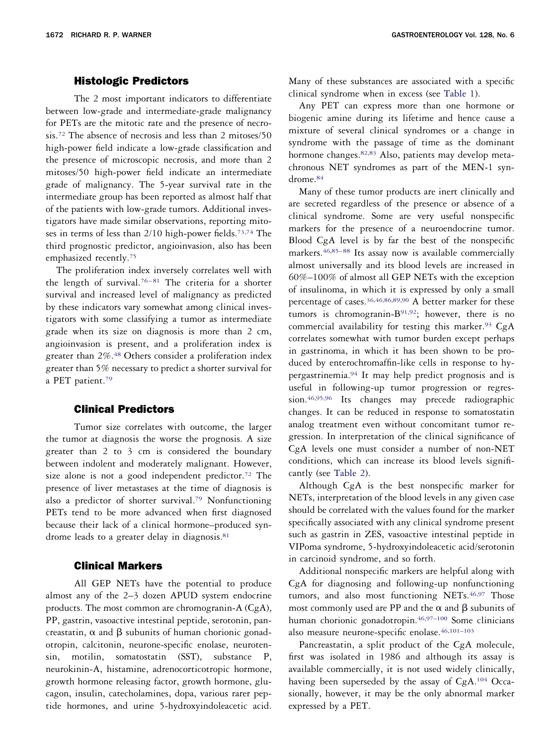## Histologic Predictors

The 2 most important indicators to differentiate between low-grade and intermediate-grade malignancy for PETs are the mitotic rate and the presence of necrosis.[72] The absence of necrosis and less than 2 mitoses/50 high-power field indicate a low-grade classification and the presence of microscopic necrosis, and more than 2 mitoses/50 high-power field indicate an intermediate grade of malignancy. The 5-year survival rate in the intermediate group has been reported as almost half that of the patients with low-grade tumors. Additional investigators have made similar observations, reporting mitoses in terms of less than 2/10 high-power fields.[73,74] The third prognostic predictor, angioinvasion, also has been emphasized recently.[75]

The proliferation index inversely correlates well with the length of survival.[76–81] The criteria for a shorter survival and increased level of malignancy as predicted by these indicators vary somewhat among clinical investigators with some classifying a tumor as intermediate grade when its size on diagnosis is more than 2 cm, angioinvasion is present, and a proliferation index is greater than 2%.[48] Others consider a proliferation index greater than 5% necessary to predict a shorter survival for a PET patient.[79]

## Clinical Predictors

Tumor size correlates with outcome, the larger the tumor at diagnosis the worse the prognosis. A size greater than 2 to 3 cm is considered the boundary between indolent and moderately malignant. However, size alone is not a good independent predictor.[72] The presence of liver metastases at the time of diagnosis is also a predictor of shorter survival.[79] Nonfunctioning PETs tend to be more advanced when first diagnosed because their lack of a clinical hormone–produced syndrome leads to a greater delay in diagnosis.[81]

## Clinical Markers

All GEP NETs have the potential to produce almost any of the 2–3 dozen APUD system endocrine products. The most common are chromogranin-A (CgA), PP, gastrin, vasoactive intestinal peptide, serotonin, pancreastatin, α and β subunits of human chorionic gonadotropin, calcitonin, neurone-specific enolase, neurotensin, motilin, somatostatin (SST), substance P, neurokinin-A, histamine, adrenocorticotropic hormone, growth hormone releasing factor, growth hormone, glucagon, insulin, catecholamines, dopa, various rarer peptide hormones, and urine 5-hydroxyindoleacetic acid. Many of these substances are associated with a specific clinical syndrome when in excess (see Table 1).

Any PET can express more than one hormone or biogenic amine during its lifetime and hence cause a mixture of several clinical syndromes or a change in syndrome with the passage of time as the dominant hormone changes.[82,83] Also, patients may develop metachronous NET syndromes as part of the MEN-1 syndrome.[84]

Many of these tumor products are inert clinically and are secreted regardless of the presence or absence of a clinical syndrome. Some are very useful nonspecific markers for the presence of a neuroendocrine tumor. Blood CgA level is by far the best of the nonspecific markers.[46,85–88] Its assay now is available commercially almost universally and its blood levels are increased in 60%–100% of almost all GEP NETs with the exception of insulinoma, in which it is expressed by only a small percentage of cases.[36,46,86,89,90] A better marker for these tumors is chromogranin-B[91,92]; however, there is no commercial availability for testing this marker.[93] CgA correlates somewhat with tumor burden except perhaps in gastrinoma, in which it has been shown to be produced by enterochromaffin-like cells in response to hypergastrinemia.[94] It may help predict prognosis and is useful in following-up tumor progression or regression.[46,95,96] Its changes may precede radiographic changes. It can be reduced in response to somatostatin analog treatment even without concomitant tumor regression. In interpretation of the clinical significance of CgA levels one must consider a number of non-NET conditions, which can increase its blood levels significantly (see Table 2).

Although CgA is the best nonspecific marker for NETs, interpretation of the blood levels in any given case should be correlated with the values found for the marker specifically associated with any clinical syndrome present such as gastrin in ZES, vasoactive intestinal peptide in VIPoma syndrome, 5-hydroxyindoleacetic acid/serotonin in carcinoid syndrome, and so forth.

Additional nonspecific markers are helpful along with CgA for diagnosing and following-up nonfunctioning tumors, and also most functioning NETs.[46,97] Those most commonly used are PP and the α and β subunits of human chorionic gonadotropin.[46,97–100] Some clinicians also measure neurone-specific enolase.[46,101–103]

Pancreastatin, a split product of the CgA molecule, first was isolated in 1986 and although its assay is available commercially, it is not used widely clinically, having been superseded by the assay of CgA.[104] Occasionally, however, it may be the only abnormal marker expressed by a PET.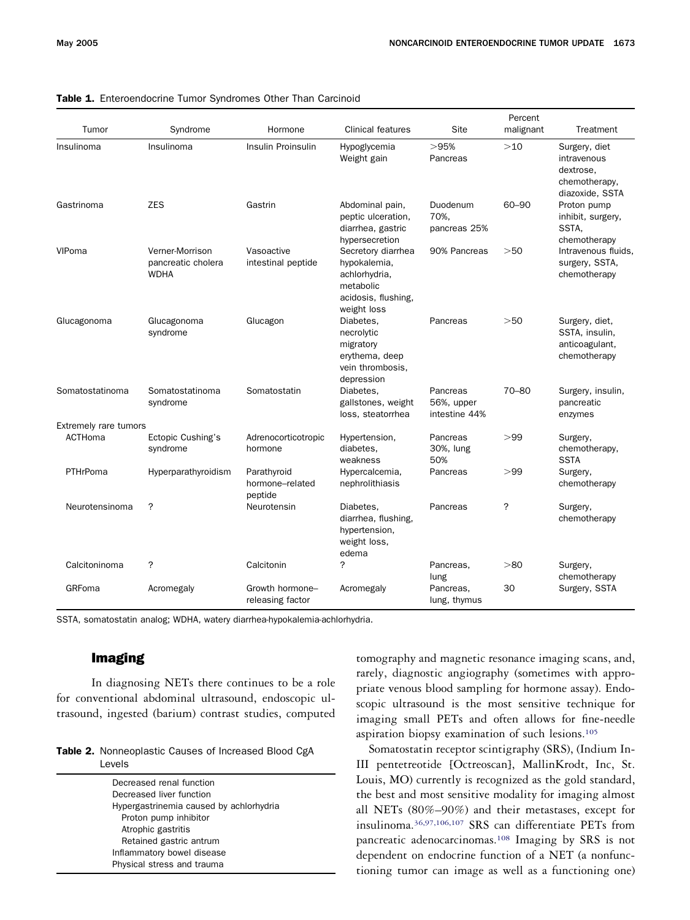**Table 1.** Enteroendocrine Tumor Syndromes Other Than Carcinoid

| Tumor | Syndrome | Hormone | Clinical features | Site | Percent malignant | Treatment |
|---|---|---|---|---|---|---|
| Insulinoma | Insulinoma | Insulin Proinsulin | Hypoglycemia Weight gain | >95% Pancreas | >10 | Surgery, diet intravenous dextrose, chemotherapy, diazoxide, SSTA |
| Gastrinoma | ZES | Gastrin | Abdominal pain, peptic ulceration, diarrhea, gastric hypersecretion | Duodenum 70%, pancreas 25% | 60–90 | Proton pump inhibit, surgery, SSTA, chemotherapy |
| VIPoma | Verner-Morrison pancreatic cholera WDHA | Vasoactive intestinal peptide | Secretory diarrhea hypokalemia, achlorhydria, metabolic acidosis, flushing, weight loss | 90% Pancreas | >50 | Intravenous fluids, surgery, SSTA, chemotherapy |
| Glucagonoma | Glucagonoma syndrome | Glucagon | Diabetes, necrolytic migratory erythema, deep vein thrombosis, depression | Pancreas | >50 | Surgery, diet, SSTA, insulin, anticoagulant, chemotherapy |
| Somatostatinoma | Somatostatinoma syndrome | Somatostatin | Diabetes, gallstones, weight loss, steatorrhea | Pancreas 56%, upper intestine 44% | 70–80 | Surgery, insulin, pancreatic enzymes |
| Extremely rare tumors | | | | | | |
| ACTHoma | Ectopic Cushing's syndrome | Adrenocorticotropic hormone | Hypertension, diabetes, weakness | Pancreas 30%, lung 50% | >99 | Surgery, chemotherapy, SSTA |
| PTHrPoma | Hyperparathyroidism | Parathyroid hormone–related peptide | Hypercalcemia, nephrolithiasis | Pancreas | >99 | Surgery, chemotherapy |
| Neurotensinoma | ? | Neurotensin | Diabetes, diarrhea, flushing, hypertension, weight loss, edema | Pancreas | ? | Surgery, chemotherapy |
| Calcitoninoma | ? | Calcitonin | ? | Pancreas, lung | >80 | Surgery, chemotherapy |
| GRFoma | Acromegaly | Growth hormone–releasing factor | Acromegaly | Pancreas, lung, thymus | 30 | Surgery, SSTA |

SSTA, somatostatin analog; WDHA, watery diarrhea-hypokalemia-achlorhydria.

## Imaging

In diagnosing NETs there continues to be a role for conventional abdominal ultrasound, endoscopic ultrasound, ingested (barium) contrast studies, computed tomography and magnetic resonance imaging scans, and, rarely, diagnostic angiography (sometimes with appropriate venous blood sampling for hormone assay). Endoscopic ultrasound is the most sensitive technique for imaging small PETs and often allows for fine-needle aspiration biopsy examination of such lesions.[105]

**Table 2.** Nonneoplastic Causes of Increased Blood CgA Levels

| |
|---|
| Decreased renal function |
| Decreased liver function |
| Hypergastrinemia caused by achlorhydria |
| Proton pump inhibitor |
| Atrophic gastritis |
| Retained gastric antrum |
| Inflammatory bowel disease |
| Physical stress and trauma |

Somatostatin receptor scintigraphy (SRS), (Indium In-III pentetreotide [Octreoscan], MallinKrodt, Inc, St. Louis, MO) currently is recognized as the gold standard, the best and most sensitive modality for imaging almost all NETs (80%–90%) and their metastases, except for insulinoma.[36,97,106,107] SRS can differentiate PETs from pancreatic adenocarcinomas.[108] Imaging by SRS is not dependent on endocrine function of a NET (a nonfunctioning tumor can image as well as a functioning one)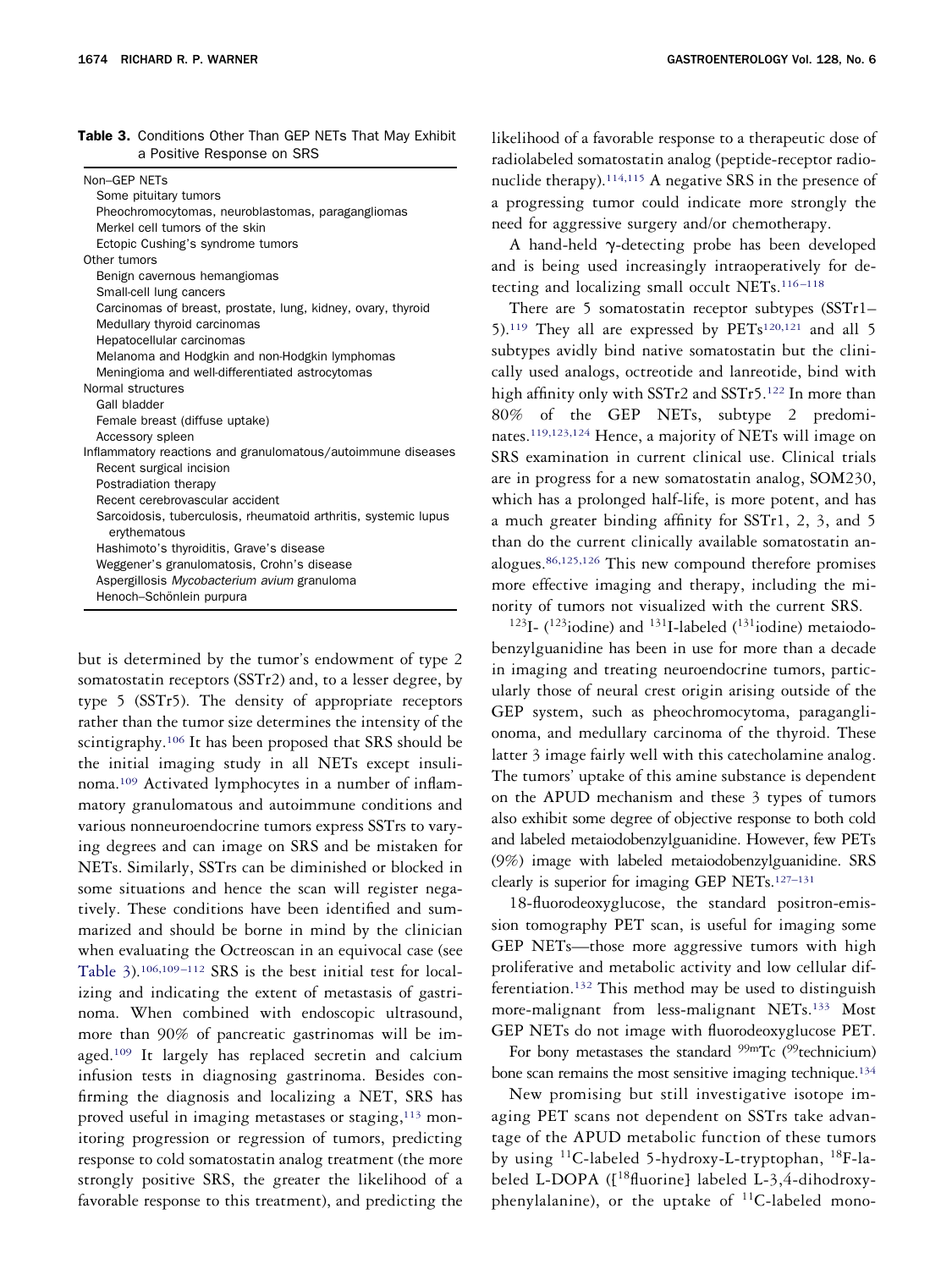**Table 3.** Conditions Other Than GEP NETs That May Exhibit a Positive Response on SRS

| |
|---|
| Non–GEP NETs |
| Some pituitary tumors |
| Pheochromocytomas, neuroblastomas, paragangliomas |
| Merkel cell tumors of the skin |
| Ectopic Cushing's syndrome tumors |
| Other tumors |
| Benign cavernous hemangiomas |
| Small-cell lung cancers |
| Carcinomas of breast, prostate, lung, kidney, ovary, thyroid |
| Medullary thyroid carcinomas |
| Hepatocellular carcinomas |
| Melanoma and Hodgkin and non-Hodgkin lymphomas |
| Meningioma and well-differentiated astrocytomas |
| Normal structures |
| Gall bladder |
| Female breast (diffuse uptake) |
| Accessory spleen |
| Inflammatory reactions and granulomatous/autoimmune diseases |
| Recent surgical incision |
| Postradiation therapy |
| Recent cerebrovascular accident |
| Sarcoidosis, tuberculosis, rheumatoid arthritis, systemic lupus erythematous |
| Hashimoto's thyroiditis, Grave's disease |
| Weggener's granulomatosis, Crohn's disease |
| Aspergillosis *Mycobacterium avium* granuloma |
| Henoch–Schönlein purpura |

but is determined by the tumor's endowment of type 2 somatostatin receptors (SSTr2) and, to a lesser degree, by type 5 (SSTr5). The density of appropriate receptors rather than the tumor size determines the intensity of the scintigraphy.[106] It has been proposed that SRS should be the initial imaging study in all NETs except insulinoma.[109] Activated lymphocytes in a number of inflammatory granulomatous and autoimmune conditions and various nonneuroendocrine tumors express SSTrs to varying degrees and can image on SRS and be mistaken for NETs. Similarly, SSTrs can be diminished or blocked in some situations and hence the scan will register negatively. These conditions have been identified and summarized and should be borne in mind by the clinician when evaluating the Octreoscan in an equivocal case (see Table 3).[106,109–112] SRS is the best initial test for localizing and indicating the extent of metastasis of gastrinoma. When combined with endoscopic ultrasound, more than 90% of pancreatic gastrinomas will be imaged.[109] It largely has replaced secretin and calcium infusion tests in diagnosing gastrinoma. Besides confirming the diagnosis and localizing a NET, SRS has proved useful in imaging metastases or staging,[113] monitoring progression or regression of tumors, predicting response to cold somatostatin analog treatment (the more strongly positive SRS, the greater the likelihood of a favorable response to this treatment), and predicting the likelihood of a favorable response to a therapeutic dose of radiolabeled somatostatin analog (peptide-receptor radionuclide therapy).[114,115] A negative SRS in the presence of a progressing tumor could indicate more strongly the need for aggressive surgery and/or chemotherapy.

A hand-held γ-detecting probe has been developed and is being used increasingly intraoperatively for detecting and localizing small occult NETs.[116–118]

There are 5 somatostatin receptor subtypes (SSTr1–5).[119] They all are expressed by PETs[120,121] and all 5 subtypes avidly bind native somatostatin but the clinically used analogs, octreotide and lanreotide, bind with high affinity only with SSTr2 and SSTr5.[122] In more than 80% of the GEP NETs, subtype 2 predominates.[119,123,124] Hence, a majority of NETs will image on SRS examination in current clinical use. Clinical trials are in progress for a new somatostatin analog, SOM230, which has a prolonged half-life, is more potent, and has a much greater binding affinity for SSTr1, 2, 3, and 5 than do the current clinically available somatostatin analogues.[86,125,126] This new compound therefore promises more effective imaging and therapy, including the minority of tumors not visualized with the current SRS.

$^{123}$I- ($^{123}$iodine) and $^{131}$I-labeled ($^{131}$iodine) metaiodobenzylguanidine has been in use for more than a decade in imaging and treating neuroendocrine tumors, particularly those of neural crest origin arising outside of the GEP system, such as pheochromocytoma, paraganglionoma, and medullary carcinoma of the thyroid. These latter 3 image fairly well with this catecholamine analog. The tumors' uptake of this amine substance is dependent on the APUD mechanism and these 3 types of tumors also exhibit some degree of objective response to both cold and labeled metaiodobenzylguanidine. However, few PETs (9%) image with labeled metaiodobenzylguanidine. SRS clearly is superior for imaging GEP NETs.[127–131]

18-fluorodeoxyglucose, the standard positron-emission tomography PET scan, is useful for imaging some GEP NETs—those more aggressive tumors with high proliferative and metabolic activity and low cellular differentiation.[132] This method may be used to distinguish more-malignant from less-malignant NETs.[133] Most GEP NETs do not image with fluorodeoxyglucose PET.

For bony metastases the standard $^{99m}$Tc ($^{99}$technicium) bone scan remains the most sensitive imaging technique.[134]

New promising but still investigative isotope imaging PET scans not dependent on SSTrs take advantage of the APUD metabolic function of these tumors by using $^{11}$C-labeled 5-hydroxy-L-tryptophan, $^{18}$F-labeled L-DOPA ([$^{18}$fluorine] labeled L-3,4-dihodroxyphenylalanine), or the uptake of $^{11}$C-labeled mono-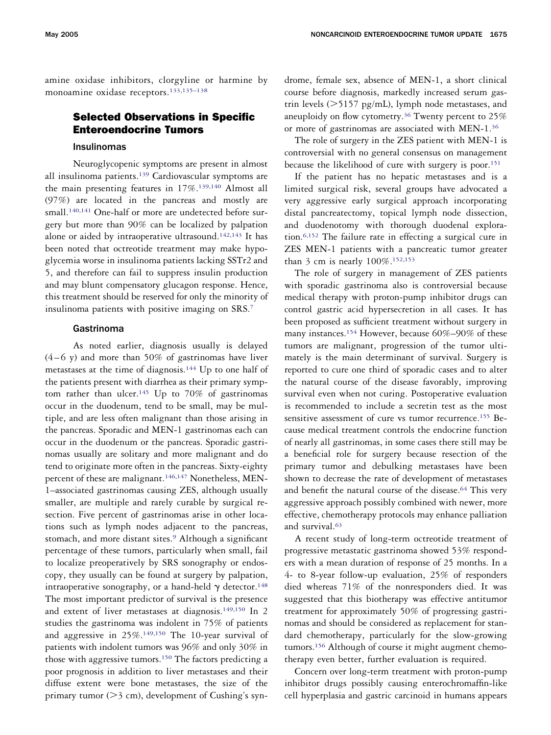amine oxidase inhibitors, clorgyline or harmine by monoamine oxidase receptors.[133,135–138]

## Selected Observations in Specific Enteroendocrine Tumors

### Insulinomas

Neuroglycopenic symptoms are present in almost all insulinoma patients.[139] Cardiovascular symptoms are the main presenting features in 17%.[139,140] Almost all (97%) are located in the pancreas and mostly are small.[140,141] One-half or more are undetected before surgery but more than 90% can be localized by palpation alone or aided by intraoperative ultrasound.[142,143] It has been noted that octreotide treatment may make hypoglycemia worse in insulinoma patients lacking SSTr2 and 5, and therefore can fail to suppress insulin production and may blunt compensatory glucagon response. Hence, this treatment should be reserved for only the minority of insulinoma patients with positive imaging on SRS.[7]

### Gastrinoma

As noted earlier, diagnosis usually is delayed (4–6 y) and more than 50% of gastrinomas have liver metastases at the time of diagnosis.[144] Up to one half of the patients present with diarrhea as their primary symptom rather than ulcer.[145] Up to 70% of gastrinomas occur in the duodenum, tend to be small, may be multiple, and are less often malignant than those arising in the pancreas. Sporadic and MEN-1 gastrinomas each can occur in the duodenum or the pancreas. Sporadic gastrinomas usually are solitary and more malignant and do tend to originate more often in the pancreas. Sixty-eighty percent of these are malignant.[146,147] Nonetheless, MEN-1–associated gastrinomas causing ZES, although usually smaller, are multiple and rarely curable by surgical resection. Five percent of gastrinomas arise in other locations such as lymph nodes adjacent to the pancreas, stomach, and more distant sites.[9] Although a significant percentage of these tumors, particularly when small, fail to localize preoperatively by SRS sonography or endoscopy, they usually can be found at surgery by palpation, intraoperative sonography, or a hand-held $\gamma$ detector.[148] The most important predictor of survival is the presence and extent of liver metastases at diagnosis.[149,150] In 2 studies the gastrinoma was indolent in 75% of patients and aggressive in 25%.[149,150] The 10-year survival of patients with indolent tumors was 96% and only 30% in those with aggressive tumors.[150] The factors predicting a poor prognosis in addition to liver metastases and their diffuse extent were bone metastases, the size of the primary tumor (>3 cm), development of Cushing's syndrome, female sex, absence of MEN-1, a short clinical course before diagnosis, markedly increased serum gastrin levels (>5157 pg/mL), lymph node metastases, and aneuploidy on flow cytometry.[36] Twenty percent to 25% or more of gastrinomas are associated with MEN-1.[36]

The role of surgery in the ZES patient with MEN-1 is controversial with no general consensus on management because the likelihood of cure with surgery is poor.[151]

If the patient has no hepatic metastases and is a limited surgical risk, several groups have advocated a very aggressive early surgical approach incorporating distal pancreatectomy, topical lymph node dissection, and duodenotomy with thorough duodenal exploration.[6,152] The failure rate in effecting a surgical cure in ZES MEN-1 patients with a pancreatic tumor greater than 3 cm is nearly 100%.[152,153]

The role of surgery in management of ZES patients with sporadic gastrinoma also is controversial because medical therapy with proton-pump inhibitor drugs can control gastric acid hypersecretion in all cases. It has been proposed as sufficient treatment without surgery in many instances.[154] However, because 60%–90% of these tumors are malignant, progression of the tumor ultimately is the main determinant of survival. Surgery is reported to cure one third of sporadic cases and to alter the natural course of the disease favorably, improving survival even when not curing. Postoperative evaluation is recommended to include a secretin test as the most sensitive assessment of cure vs tumor recurrence.[155] Because medical treatment controls the endocrine function of nearly all gastrinomas, in some cases there still may be a beneficial role for surgery because resection of the primary tumor and debulking metastases have been shown to decrease the rate of development of metastases and benefit the natural course of the disease.[64] This very aggressive approach possibly combined with newer, more effective, chemotherapy protocols may enhance palliation and survival.[63]

A recent study of long-term octreotide treatment of progressive metastatic gastrinoma showed 53% responders with a mean duration of response of 25 months. In a 4- to 8-year follow-up evaluation, 25% of responders died whereas 71% of the nonresponders died. It was suggested that this biotherapy was effective antitumor treatment for approximately 50% of progressing gastrinomas and should be considered as replacement for standard chemotherapy, particularly for the slow-growing tumors.[156] Although of course it might augment chemotherapy even better, further evaluation is required.

Concern over long-term treatment with proton-pump inhibitor drugs possibly causing enterochromaffin-like cell hyperplasia and gastric carcinoid in humans appears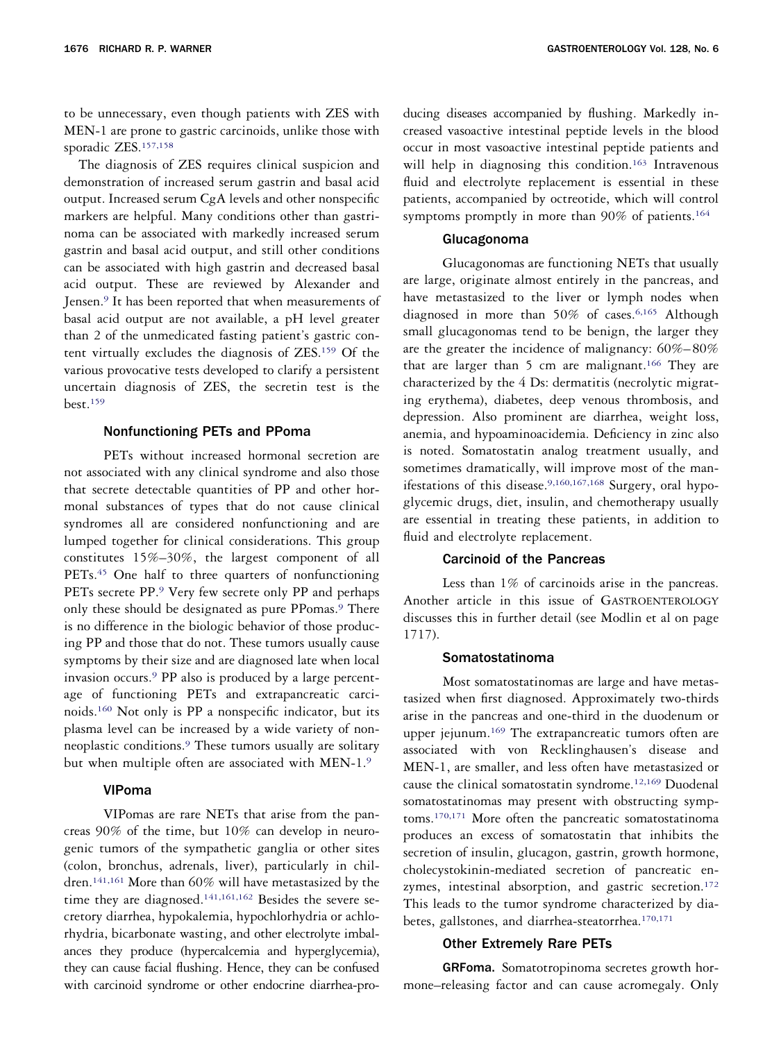to be unnecessary, even though patients with ZES with MEN-1 are prone to gastric carcinoids, unlike those with sporadic ZES.[157,158]

The diagnosis of ZES requires clinical suspicion and demonstration of increased serum gastrin and basal acid output. Increased serum CgA levels and other nonspecific markers are helpful. Many conditions other than gastrinoma can be associated with markedly increased serum gastrin and basal acid output, and still other conditions can be associated with high gastrin and decreased basal acid output. These are reviewed by Alexander and Jensen.[9] It has been reported that when measurements of basal acid output are not available, a pH level greater than 2 of the unmedicated fasting patient's gastric content virtually excludes the diagnosis of ZES.[159] Of the various provocative tests developed to clarify a persistent uncertain diagnosis of ZES, the secretin test is the best.[159]

### Nonfunctioning PETs and PPoma

PETs without increased hormonal secretion are not associated with any clinical syndrome and also those that secrete detectable quantities of PP and other hormonal substances of types that do not cause clinical syndromes all are considered nonfunctioning and are lumped together for clinical considerations. This group constitutes 15%–30%, the largest component of all PETs.[45] One half to three quarters of nonfunctioning PETs secrete PP.[9] Very few secrete only PP and perhaps only these should be designated as pure PPomas.[9] There is no difference in the biologic behavior of those producing PP and those that do not. These tumors usually cause symptoms by their size and are diagnosed late when local invasion occurs.[9] PP also is produced by a large percentage of functioning PETs and extrapancreatic carcinoids.[160] Not only is PP a nonspecific indicator, but its plasma level can be increased by a wide variety of nonneoplastic conditions.[9] These tumors usually are solitary but when multiple often are associated with MEN-1.[9]

### VIPoma

VIPomas are rare NETs that arise from the pancreas 90% of the time, but 10% can develop in neurogenic tumors of the sympathetic ganglia or other sites (colon, bronchus, adrenals, liver), particularly in children.[141,161] More than 60% will have metastasized by the time they are diagnosed.[141,161,162] Besides the severe secretory diarrhea, hypokalemia, hypochlorhydria or achlorhydria, bicarbonate wasting, and other electrolyte imbalances they produce (hypercalcemia and hyperglycemia), they can cause facial flushing. Hence, they can be confused with carcinoid syndrome or other endocrine diarrhea-producing diseases accompanied by flushing. Markedly increased vasoactive intestinal peptide levels in the blood occur in most vasoactive intestinal peptide patients and will help in diagnosing this condition.[163] Intravenous fluid and electrolyte replacement is essential in these patients, accompanied by octreotide, which will control symptoms promptly in more than 90% of patients.[164]

### Glucagonoma

Glucagonomas are functioning NETs that usually are large, originate almost entirely in the pancreas, and have metastasized to the liver or lymph nodes when diagnosed in more than 50% of cases.[6,165] Although small glucagonomas tend to be benign, the larger they are the greater the incidence of malignancy: 60%–80% that are larger than 5 cm are malignant.[166] They are characterized by the 4 Ds: dermatitis (necrolytic migrating erythema), diabetes, deep venous thrombosis, and depression. Also prominent are diarrhea, weight loss, anemia, and hypoaminoacidemia. Deficiency in zinc also is noted. Somatostatin analog treatment usually, and sometimes dramatically, will improve most of the manifestations of this disease.[9,160,167,168] Surgery, oral hypoglycemic drugs, diet, insulin, and chemotherapy usually are essential in treating these patients, in addition to fluid and electrolyte replacement.

### Carcinoid of the Pancreas

Less than 1% of carcinoids arise in the pancreas. Another article in this issue of GASTROENTEROLOGY discusses this in further detail (see Modlin et al on page 1717).

### Somatostatinoma

Most somatostatinomas are large and have metastasized when first diagnosed. Approximately two-thirds arise in the pancreas and one-third in the duodenum or upper jejunum.[169] The extrapancreatic tumors often are associated with von Recklinghausen's disease and MEN-1, are smaller, and less often have metastasized or cause the clinical somatostatin syndrome.[12,169] Duodenal somatostatinomas may present with obstructing symptoms.[170,171] More often the pancreatic somatostatinoma produces an excess of somatostatin that inhibits the secretion of insulin, glucagon, gastrin, growth hormone, cholecystokinin-mediated secretion of pancreatic enzymes, intestinal absorption, and gastric secretion.[172] This leads to the tumor syndrome characterized by diabetes, gallstones, and diarrhea-steatorrhea.[170,171]

### Other Extremely Rare PETs

**GRFoma.** Somatotropinoma secretes growth hormone–releasing factor and can cause acromegaly. Only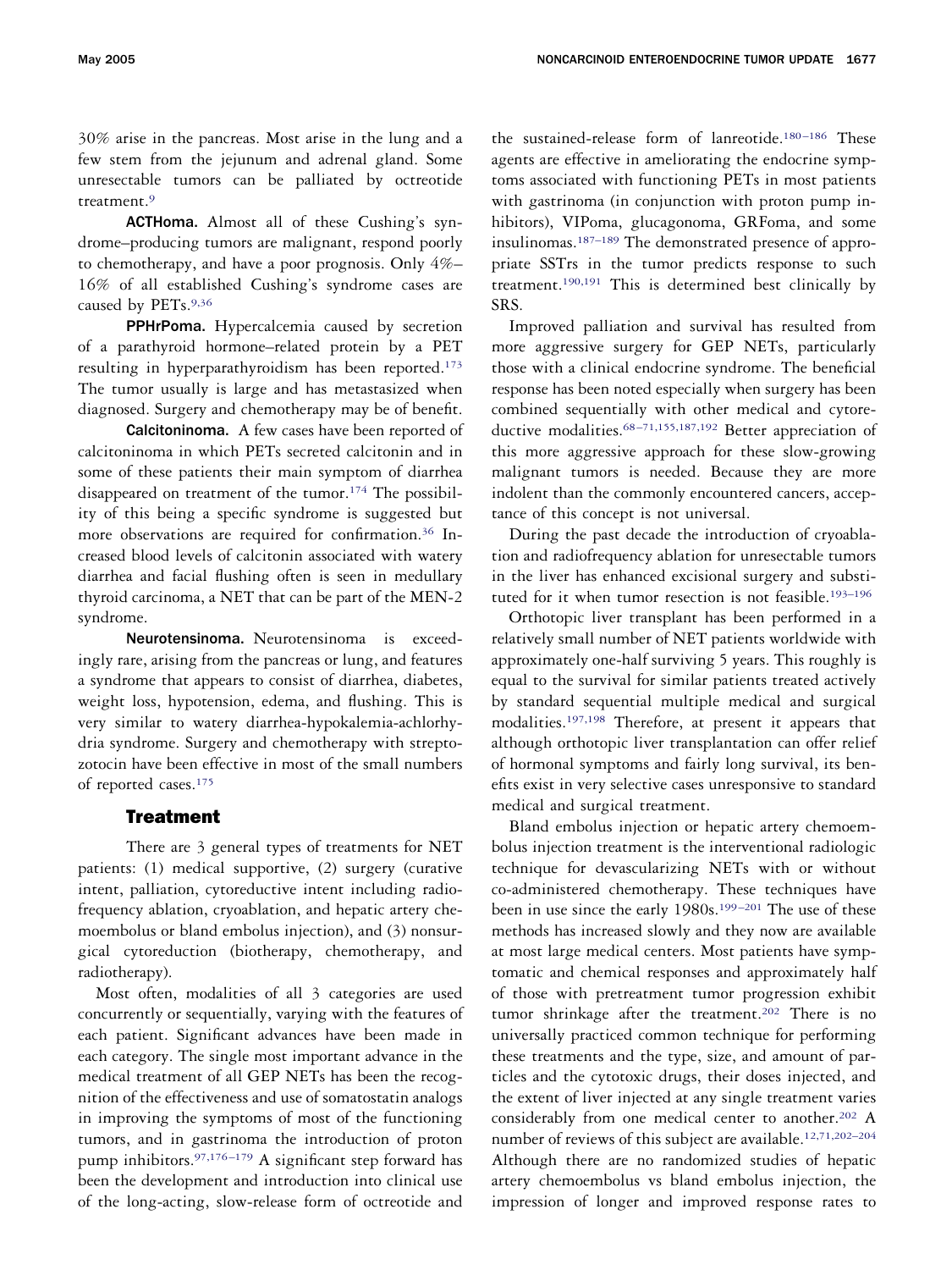30% arise in the pancreas. Most arise in the lung and a few stem from the jejunum and adrenal gland. Some unresectable tumors can be palliated by octreotide treatment.[9]

**ACTHoma.** Almost all of these Cushing's syndrome–producing tumors are malignant, respond poorly to chemotherapy, and have a poor prognosis. Only 4%–16% of all established Cushing's syndrome cases are caused by PETs.[9,36]

**PPHrPoma.** Hypercalcemia caused by secretion of a parathyroid hormone–related protein by a PET resulting in hyperparathyroidism has been reported.[173] The tumor usually is large and has metastasized when diagnosed. Surgery and chemotherapy may be of benefit.

**Calcitoninoma.** A few cases have been reported of calcitoninoma in which PETs secreted calcitonin and in some of these patients their main symptom of diarrhea disappeared on treatment of the tumor.[174] The possibility of this being a specific syndrome is suggested but more observations are required for confirmation.[36] Increased blood levels of calcitonin associated with watery diarrhea and facial flushing often is seen in medullary thyroid carcinoma, a NET that can be part of the MEN-2 syndrome.

**Neurotensinoma.** Neurotensinoma is exceedingly rare, arising from the pancreas or lung, and features a syndrome that appears to consist of diarrhea, diabetes, weight loss, hypotension, edema, and flushing. This is very similar to watery diarrhea-hypokalemia-achlorhydria syndrome. Surgery and chemotherapy with streptozotocin have been effective in most of the small numbers of reported cases.[175]

## Treatment

There are 3 general types of treatments for NET patients: (1) medical supportive, (2) surgery (curative intent, palliation, cytoreductive intent including radiofrequency ablation, cryoablation, and hepatic artery chemoembolus or bland embolus injection), and (3) nonsurgical cytoreduction (biotherapy, chemotherapy, and radiotherapy).

Most often, modalities of all 3 categories are used concurrently or sequentially, varying with the features of each patient. Significant advances have been made in each category. The single most important advance in the medical treatment of all GEP NETs has been the recognition of the effectiveness and use of somatostatin analogs in improving the symptoms of most of the functioning tumors, and in gastrinoma the introduction of proton pump inhibitors.[97,176–179] A significant step forward has been the development and introduction into clinical use of the long-acting, slow-release form of octreotide and the sustained-release form of lanreotide.[180–186] These agents are effective in ameliorating the endocrine symptoms associated with functioning PETs in most patients with gastrinoma (in conjunction with proton pump inhibitors), VIPoma, glucagonoma, GRFoma, and some insulinomas.[187–189] The demonstrated presence of appropriate SSTrs in the tumor predicts response to such treatment.[190,191] This is determined best clinically by SRS.

Improved palliation and survival has resulted from more aggressive surgery for GEP NETs, particularly those with a clinical endocrine syndrome. The beneficial response has been noted especially when surgery has been combined sequentially with other medical and cytoreductive modalities.[68–71,155,187,192] Better appreciation of this more aggressive approach for these slow-growing malignant tumors is needed. Because they are more indolent than the commonly encountered cancers, acceptance of this concept is not universal.

During the past decade the introduction of cryoablation and radiofrequency ablation for unresectable tumors in the liver has enhanced excisional surgery and substituted for it when tumor resection is not feasible.[193–196]

Orthotopic liver transplant has been performed in a relatively small number of NET patients worldwide with approximately one-half surviving 5 years. This roughly is equal to the survival for similar patients treated actively by standard sequential multiple medical and surgical modalities.[197,198] Therefore, at present it appears that although orthotopic liver transplantation can offer relief of hormonal symptoms and fairly long survival, its benefits exist in very selective cases unresponsive to standard medical and surgical treatment.

Bland embolus injection or hepatic artery chemoembolus injection treatment is the interventional radiologic technique for devascularizing NETs with or without co-administered chemotherapy. These techniques have been in use since the early 1980s.[199–201] The use of these methods has increased slowly and they now are available at most large medical centers. Most patients have symptomatic and chemical responses and approximately half of those with pretreatment tumor progression exhibit tumor shrinkage after the treatment.[202] There is no universally practiced common technique for performing these treatments and the type, size, and amount of particles and the cytotoxic drugs, their doses injected, and the extent of liver injected at any single treatment varies considerably from one medical center to another.[202] A number of reviews of this subject are available.[12,71,202–204] Although there are no randomized studies of hepatic artery chemoembolus vs bland embolus injection, the impression of longer and improved response rates to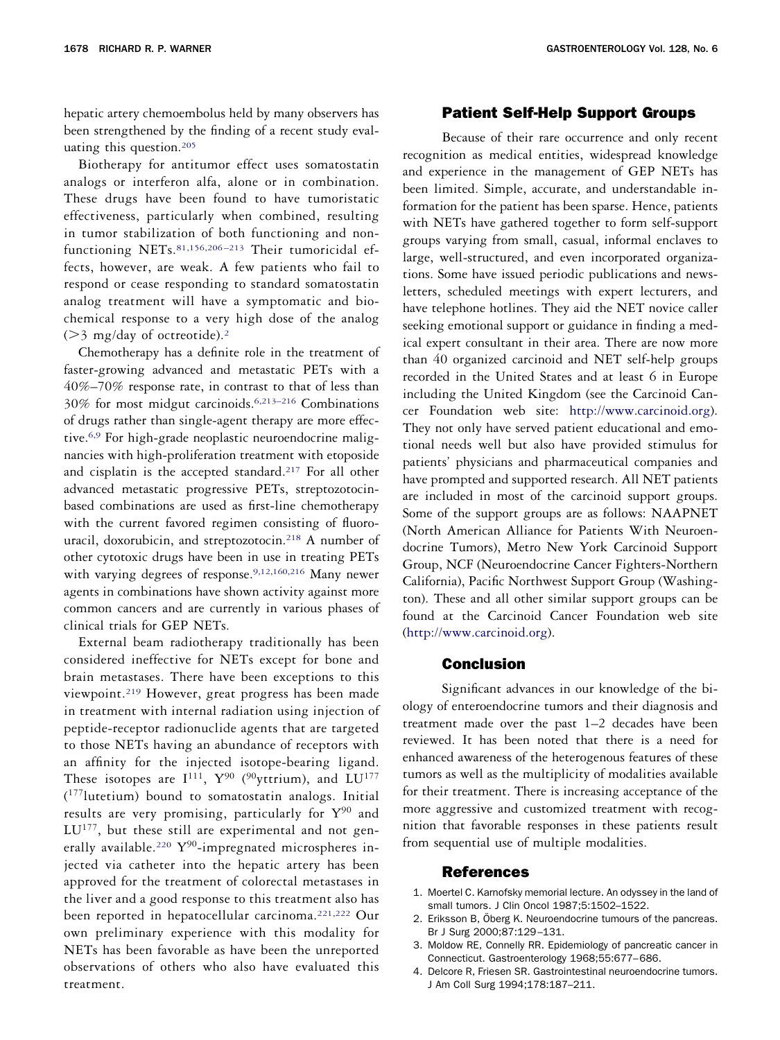hepatic artery chemoembolus held by many observers has been strengthened by the finding of a recent study evaluating this question.[205]

Biotherapy for antitumor effect uses somatostatin analogs or interferon alfa, alone or in combination. These drugs have been found to have tumoristatic effectiveness, particularly when combined, resulting in tumor stabilization of both functioning and nonfunctioning NETs.[81,156,206–213] Their tumoricidal effects, however, are weak. A few patients who fail to respond or cease responding to standard somatostatin analog treatment will have a symptomatic and biochemical response to a very high dose of the analog (>3 mg/day of octreotide).[2]

Chemotherapy has a definite role in the treatment of faster-growing advanced and metastatic PETs with a 40%–70% response rate, in contrast to that of less than 30% for most midgut carcinoids.[6,213–216] Combinations of drugs rather than single-agent therapy are more effective.[6,9] For high-grade neoplastic neuroendocrine malignancies with high-proliferation treatment with etoposide and cisplatin is the accepted standard.[217] For all other advanced metastatic progressive PETs, streptozotocin-based combinations are used as first-line chemotherapy with the current favored regimen consisting of fluorouracil, doxorubicin, and streptozotocin.[218] A number of other cytotoxic drugs have been in use in treating PETs with varying degrees of response.[9,12,160,216] Many newer agents in combinations have shown activity against more common cancers and are currently in various phases of clinical trials for GEP NETs.

External beam radiotherapy traditionally has been considered ineffective for NETs except for bone and brain metastases. There have been exceptions to this viewpoint.[219] However, great progress has been made in treatment with internal radiation using injection of peptide-receptor radionuclide agents that are targeted to those NETs having an abundance of receptors with an affinity for the injected isotope-bearing ligand. These isotopes are $I^{111}$, $Y^{90}$ ($^{90}$yttrium), and $LU^{177}$ ($^{177}$lutetium) bound to somatostatin analogs. Initial results are very promising, particularly for $Y^{90}$ and $LU^{177}$, but these still are experimental and not generally available.[220] $Y^{90}$-impregnated microspheres injected via catheter into the hepatic artery has been approved for the treatment of colorectal metastases in the liver and a good response to this treatment also has been reported in hepatocellular carcinoma.[221,222] Our own preliminary experience with this modality for NETs has been favorable as have been the unreported observations of others who also have evaluated this treatment.

## Patient Self-Help Support Groups

Because of their rare occurrence and only recent recognition as medical entities, widespread knowledge and experience in the management of GEP NETs has been limited. Simple, accurate, and understandable information for the patient has been sparse. Hence, patients with NETs have gathered together to form self-support groups varying from small, casual, informal enclaves to large, well-structured, and even incorporated organizations. Some have issued periodic publications and newsletters, scheduled meetings with expert lecturers, and have telephone hotlines. They aid the NET novice caller seeking emotional support or guidance in finding a medical expert consultant in their area. There are now more than 40 organized carcinoid and NET self-help groups recorded in the United States and at least 6 in Europe including the United Kingdom (see the Carcinoid Cancer Foundation web site: http://www.carcinoid.org). They not only have served patient educational and emotional needs well but also have provided stimulus for patients' physicians and pharmaceutical companies and have prompted and supported research. All NET patients are included in most of the carcinoid support groups. Some of the support groups are as follows: NAAPNET (North American Alliance for Patients With Neuroendocrine Tumors), Metro New York Carcinoid Support Group, NCF (Neuroendocrine Cancer Fighters-Northern California), Pacific Northwest Support Group (Washington). These and all other similar support groups can be found at the Carcinoid Cancer Foundation web site (http://www.carcinoid.org).

## Conclusion

Significant advances in our knowledge of the biology of enteroendocrine tumors and their diagnosis and treatment made over the past 1–2 decades have been reviewed. It has been noted that there is a need for enhanced awareness of the heterogenous features of these tumors as well as the multiplicity of modalities available for their treatment. There is increasing acceptance of the more aggressive and customized treatment with recognition that favorable responses in these patients result from sequential use of multiple modalities.

## References

1. Moertel C. Karnofsky memorial lecture. An odyssey in the land of small tumors. J Clin Oncol 1987;5:1502–1522.
2. Eriksson B, Öberg K. Neuroendocrine tumours of the pancreas. Br J Surg 2000;87:129–131.
3. Moldow RE, Connelly RR. Epidemiology of pancreatic cancer in Connecticut. Gastroenterology 1968;55:677–686.
4. Delcore R, Friesen SR. Gastrointestinal neuroendocrine tumors. J Am Coll Surg 1994;178:187–211.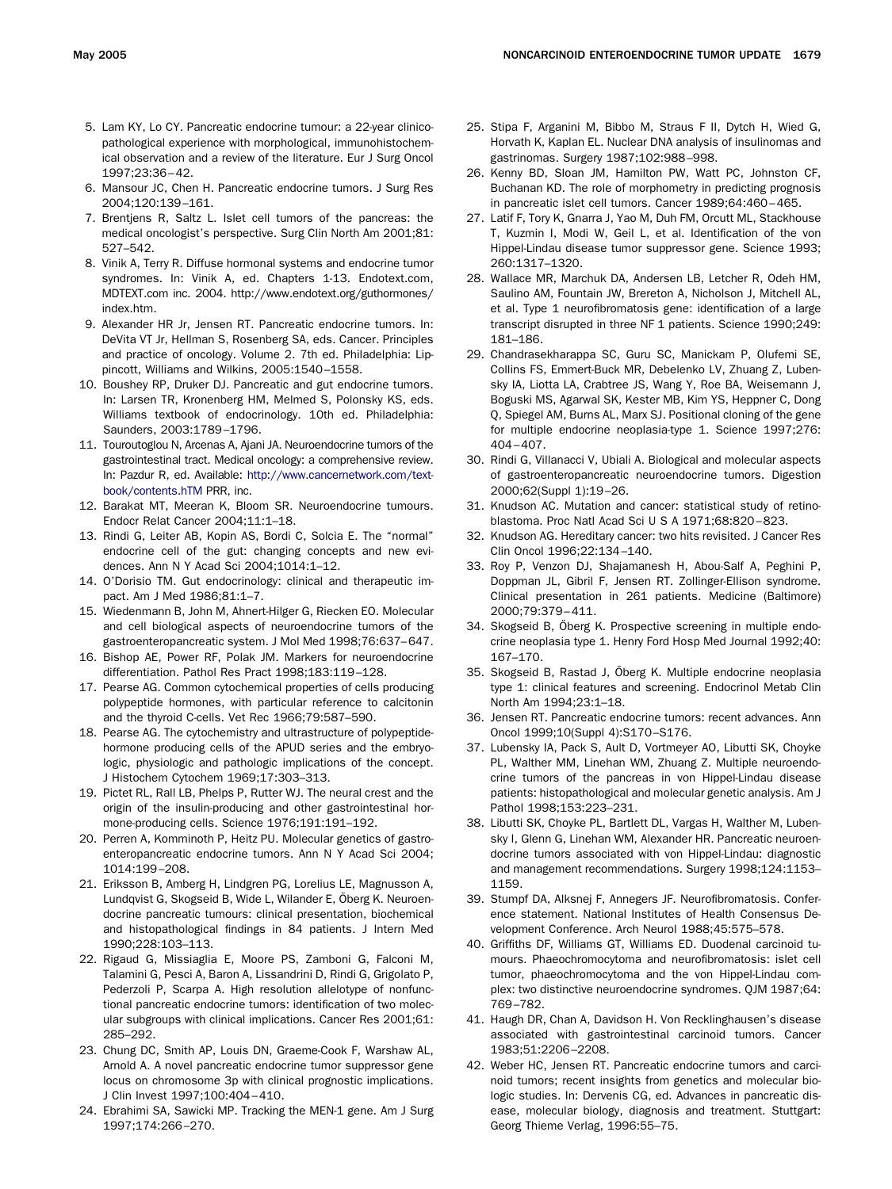5. Lam KY, Lo CY. Pancreatic endocrine tumour: a 22-year clinico-pathological experience with morphological, immunohistochemical observation and a review of the literature. Eur J Surg Oncol 1997;23:36–42.
6. Mansour JC, Chen H. Pancreatic endocrine tumors. J Surg Res 2004;120:139–161.
7. Brentjens R, Saltz L. Islet cell tumors of the pancreas: the medical oncologist's perspective. Surg Clin North Am 2001;81: 527–542.
8. Vinik A, Terry R. Diffuse hormonal systems and endocrine tumor syndromes. In: Vinik A, ed. Chapters 1-13. Endotext.com, MDTEXT.com inc. 2004. http://www.endotext.org/guthormones/index.htm.
9. Alexander HR Jr, Jensen RT. Pancreatic endocrine tumors. In: DeVita VT Jr, Hellman S, Rosenberg SA, eds. Cancer. Principles and practice of oncology. Volume 2. 7th ed. Philadelphia: Lippincott, Williams and Wilkins, 2005:1540–1558.
10. Boushey RP, Druker DJ. Pancreatic and gut endocrine tumors. In: Larsen TR, Kronenberg HM, Melmed S, Polonsky KS, eds. Williams textbook of endocrinology. 10th ed. Philadelphia: Saunders, 2003:1789–1796.
11. Touroutoglou N, Arcenas A, Ajani JA. Neuroendocrine tumors of the gastrointestinal tract. Medical oncology: a comprehensive review. In: Pazdur R, ed. Available: http://www.cancernetwork.com/textbook/contents.hTM PRR, inc.
12. Barakat MT, Meeran K, Bloom SR. Neuroendocrine tumours. Endocr Relat Cancer 2004;11:1–18.
13. Rindi G, Leiter AB, Kopin AS, Bordi C, Solcia E. The "normal" endocrine cell of the gut: changing concepts and new evidences. Ann N Y Acad Sci 2004;1014:1–12.
14. O'Dorisio TM. Gut endocrinology: clinical and therapeutic impact. Am J Med 1986;81:1–7.
15. Wiedenmann B, John M, Ahnert-Hilger G, Riecken EO. Molecular and cell biological aspects of neuroendocrine tumors of the gastroenteropancreatic system. J Mol Med 1998;76:637–647.
16. Bishop AE, Power RF, Polak JM. Markers for neuroendocrine differentiation. Pathol Res Pract 1998;183:119–128.
17. Pearse AG. Common cytochemical properties of cells producing polypeptide hormones, with particular reference to calcitonin and the thyroid C-cells. Vet Rec 1966;79:587–590.
18. Pearse AG. The cytochemistry and ultrastructure of polypeptide-hormone producing cells of the APUD series and the embryologic, physiologic and pathologic implications of the concept. J Histochem Cytochem 1969;17:303–313.
19. Pictet RL, Rall LB, Phelps P, Rutter WJ. The neural crest and the origin of the insulin-producing and other gastrointestinal hormone-producing cells. Science 1976;191:191–192.
20. Perren A, Komminoth P, Heitz PU. Molecular genetics of gastroenteropancreatic endocrine tumors. Ann N Y Acad Sci 2004; 1014:199–208.
21. Eriksson B, Amberg H, Lindgren PG, Lorelius LE, Magnusson A, Lundqvist G, Skogseid B, Wide L, Wilander E, Öberg K. Neuroendocrine pancreatic tumours: clinical presentation, biochemical and histopathological findings in 84 patients. J Intern Med 1990;228:103–113.
22. Rigaud G, Missiaglia E, Moore PS, Zamboni G, Falconi M, Talamini G, Pesci A, Baron A, Lissandrini D, Rindi G, Grigolato P, Pederzoli P, Scarpa A. High resolution allelotype of nonfunctional pancreatic endocrine tumors: identification of two molecular subgroups with clinical implications. Cancer Res 2001;61: 285–292.
23. Chung DC, Smith AP, Louis DN, Graeme-Cook F, Warshaw AL, Arnold A. A novel pancreatic endocrine tumor suppressor gene locus on chromosome 3p with clinical prognostic implications. J Clin Invest 1997;100:404–410.
24. Ebrahimi SA, Sawicki MP. Tracking the MEN-1 gene. Am J Surg 1997;174:266–270.
25. Stipa F, Arganini M, Bibbo M, Straus F II, Dytch H, Wied G, Horvath K, Kaplan EL. Nuclear DNA analysis of insulinomas and gastrinomas. Surgery 1987;102:988–998.
26. Kenny BD, Sloan JM, Hamilton PW, Watt PC, Johnston CF, Buchanan KD. The role of morphometry in predicting prognosis in pancreatic islet cell tumors. Cancer 1989;64:460–465.
27. Latif F, Tory K, Gnarra J, Yao M, Duh FM, Orcutt ML, Stackhouse T, Kuzmin I, Modi W, Geil L, et al. Identification of the von Hippel-Lindau disease tumor suppressor gene. Science 1993; 260:1317–1320.
28. Wallace MR, Marchuk DA, Andersen LB, Letcher R, Odeh HM, Saulino AM, Fountain JW, Brereton A, Nicholson J, Mitchell AL, et al. Type 1 neurofibromatosis gene: identification of a large transcript disrupted in three NF 1 patients. Science 1990;249: 181–186.
29. Chandrasekharappa SC, Guru SC, Manickam P, Olufemi SE, Collins FS, Emmert-Buck MR, Debelenko LV, Zhuang Z, Lubensky IA, Liotta LA, Crabtree JS, Wang Y, Roe BA, Weisemann J, Boguski MS, Agarwal SK, Kester MB, Kim YS, Heppner C, Dong Q, Spiegel AM, Burns AL, Marx SJ. Positional cloning of the gene for multiple endocrine neoplasia-type 1. Science 1997;276: 404–407.
30. Rindi G, Villanacci V, Ubiali A. Biological and molecular aspects of gastroenteropancreatic neuroendocrine tumors. Digestion 2000;62(Suppl 1):19–26.
31. Knudson AC. Mutation and cancer: statistical study of retinoblastoma. Proc Natl Acad Sci U S A 1971;68:820–823.
32. Knudson AG. Hereditary cancer: two hits revisited. J Cancer Res Clin Oncol 1996;22:134–140.
33. Roy P, Venzon DJ, Shajamanesh H, Abou-Saif A, Peghini P, Doppman JL, Gibril F, Jensen RT. Zollinger-Ellison syndrome. Clinical presentation in 261 patients. Medicine (Baltimore) 2000;79:379–411.
34. Skogseid B, Öberg K. Prospective screening in multiple endocrine neoplasia type 1. Henry Ford Hosp Med Journal 1992;40: 167–170.
35. Skogseid B, Rastad J, Öberg K. Multiple endocrine neoplasia type 1: clinical features and screening. Endocrinol Metab Clin North Am 1994;23:1–18.
36. Jensen RT. Pancreatic endocrine tumors: recent advances. Ann Oncol 1999;10(Suppl 4):S170–S176.
37. Lubensky IA, Pack S, Ault D, Vortmeyer AO, Libutti SK, Choyke PL, Walther MM, Linehan WM, Zhuang Z. Multiple neuroendocrine tumors of the pancreas in von Hippel-Lindau disease patients: histopathological and molecular genetic analysis. Am J Pathol 1998;153:223–231.
38. Libutti SK, Choyke PL, Bartlett DL, Vargas H, Walther M, Lubensky I, Glenn G, Linehan WM, Alexander HR. Pancreatic neuroendocrine tumors associated with von Hippel-Lindau: diagnostic and management recommendations. Surgery 1998;124:1153–1159.
39. Stumpf DA, Alksnej F, Annegers JF. Neurofibromatosis. Conference statement. National Institutes of Health Consensus Development Conference. Arch Neurol 1988;45:575–578.
40. Griffiths DF, Williams GT, Williams ED. Duodenal carcinoid tumours. Phaeochromocytoma and neurofibromatosis: islet cell tumor, phaeochromocytoma and the von Hippel-Lindau complex: two distinctive neuroendocrine syndromes. QJM 1987;64: 769–782.
41. Haugh DR, Chan A, Davidson H. Von Recklinghausen's disease associated with gastrointestinal carcinoid tumors. Cancer 1983;51:2206–2208.
42. Weber HC, Jensen RT. Pancreatic endocrine tumors and carcinoid tumors; recent insights from genetics and molecular biologic studies. In: Dervenis CG, ed. Advances in pancreatic disease, molecular biology, diagnosis and treatment. Stuttgart: Georg Thieme Verlag, 1996:55–75.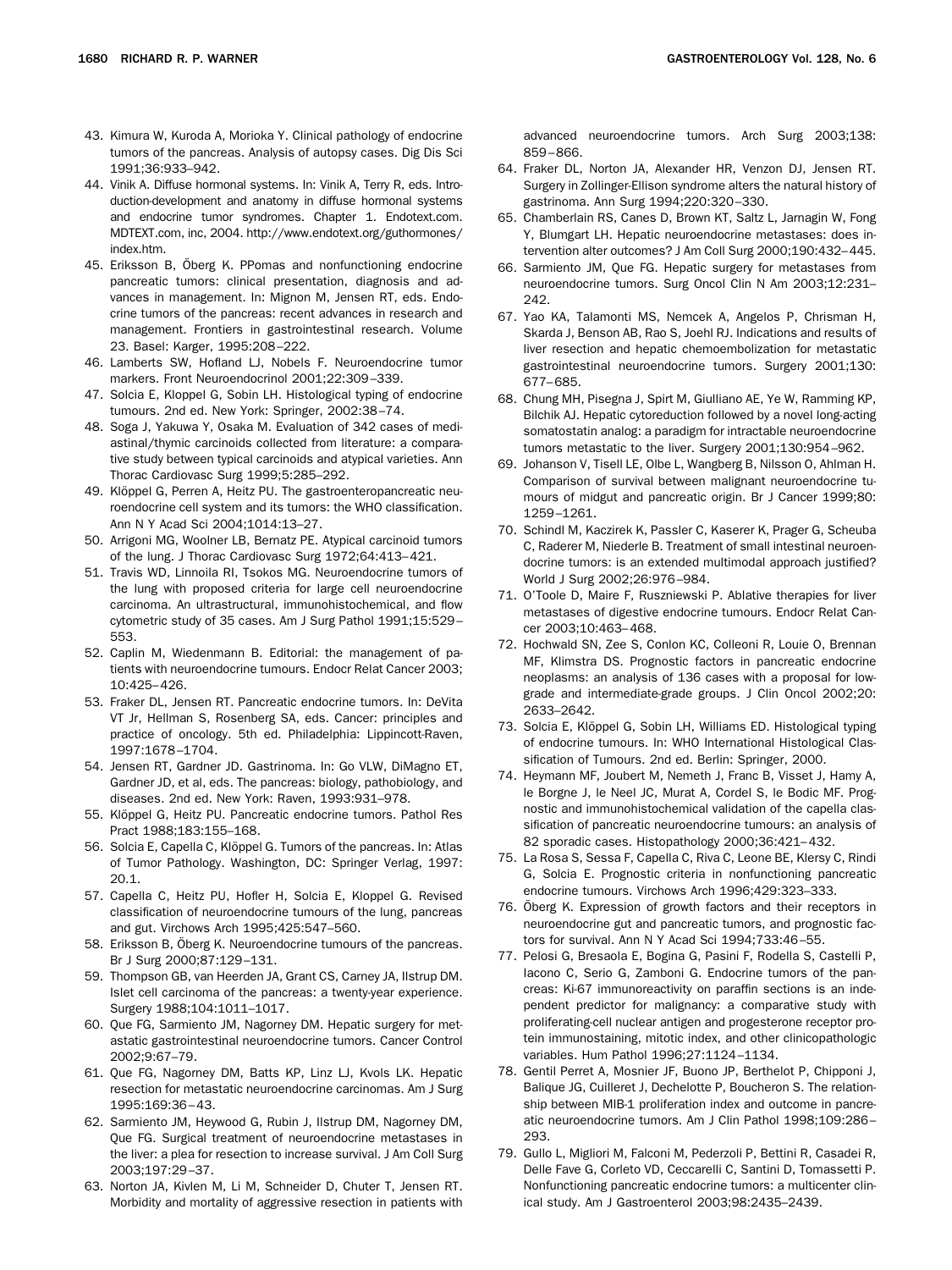43. Kimura W, Kuroda A, Morioka Y. Clinical pathology of endocrine tumors of the pancreas. Analysis of autopsy cases. Dig Dis Sci 1991;36:933–942.
44. Vinik A. Diffuse hormonal systems. In: Vinik A, Terry R, eds. Introduction-development and anatomy in diffuse hormonal systems and endocrine tumor syndromes. Chapter 1. Endotext.com. MDTEXT.com, inc, 2004. http://www.endotext.org/guthormones/index.htm.
45. Eriksson B, Öberg K. PPomas and nonfunctioning endocrine pancreatic tumors: clinical presentation, diagnosis and advances in management. In: Mignon M, Jensen RT, eds. Endocrine tumors of the pancreas: recent advances in research and management. Frontiers in gastrointestinal research. Volume 23. Basel: Karger, 1995:208–222.
46. Lamberts SW, Hofland LJ, Nobels F. Neuroendocrine tumor markers. Front Neuroendocrinol 2001;22:309–339.
47. Solcia E, Kloppel G, Sobin LH. Histological typing of endocrine tumours. 2nd ed. New York: Springer, 2002:38–74.
48. Soga J, Yakuwa Y, Osaka M. Evaluation of 342 cases of mediastinal/thymic carcinoids collected from literature: a comparative study between typical carcinoids and atypical varieties. Ann Thorac Cardiovasc Surg 1999;5:285–292.
49. Klöppel G, Perren A, Heitz PU. The gastroenteropancreatic neuroendocrine cell system and its tumors: the WHO classification. Ann N Y Acad Sci 2004;1014:13–27.
50. Arrigoni MG, Woolner LB, Bernatz PE. Atypical carcinoid tumors of the lung. J Thorac Cardiovasc Surg 1972;64:413–421.
51. Travis WD, Linnoila RI, Tsokos MG. Neuroendocrine tumors of the lung with proposed criteria for large cell neuroendocrine carcinoma. An ultrastructural, immunohistochemical, and flow cytometric study of 35 cases. Am J Surg Pathol 1991;15:529–553.
52. Caplin M, Wiedenmann B. Editorial: the management of patients with neuroendocrine tumours. Endocr Relat Cancer 2003;10:425–426.
53. Fraker DL, Jensen RT. Pancreatic endocrine tumors. In: DeVita VT Jr, Hellman S, Rosenberg SA, eds. Cancer: principles and practice of oncology. 5th ed. Philadelphia: Lippincott-Raven, 1997:1678–1704.
54. Jensen RT, Gardner JD. Gastrinoma. In: Go VLW, DiMagno ET, Gardner JD, et al, eds. The pancreas: biology, pathobiology, and diseases. 2nd ed. New York: Raven, 1993:931–978.
55. Klöppel G, Heitz PU. Pancreatic endocrine tumors. Pathol Res Pract 1988;183:155–168.
56. Solcia E, Capella C, Klöppel G. Tumors of the pancreas. In: Atlas of Tumor Pathology. Washington, DC: Springer Verlag, 1997: 20.1.
57. Capella C, Heitz PU, Hofler H, Solcia E, Kloppel G. Revised classification of neuroendocrine tumours of the lung, pancreas and gut. Virchows Arch 1995;425:547–560.
58. Eriksson B, Öberg K. Neuroendocrine tumours of the pancreas. Br J Surg 2000;87:129–131.
59. Thompson GB, van Heerden JA, Grant CS, Carney JA, Ilstrup DM. Islet cell carcinoma of the pancreas: a twenty-year experience. Surgery 1988;104:1011–1017.
60. Que FG, Sarmiento JM, Nagorney DM. Hepatic surgery for metastatic gastrointestinal neuroendocrine tumors. Cancer Control 2002;9:67–79.
61. Que FG, Nagorney DM, Batts KP, Linz LJ, Kvols LK. Hepatic resection for metastatic neuroendocrine carcinomas. Am J Surg 1995:169:36–43.
62. Sarmiento JM, Heywood G, Rubin J, Ilstrup DM, Nagorney DM, Que FG. Surgical treatment of neuroendocrine metastases in the liver: a plea for resection to increase survival. J Am Coll Surg 2003;197:29–37.
63. Norton JA, Kivlen M, Li M, Schneider D, Chuter T, Jensen RT. Morbidity and mortality of aggressive resection in patients with advanced neuroendocrine tumors. Arch Surg 2003;138:859–866.
64. Fraker DL, Norton JA, Alexander HR, Venzon DJ, Jensen RT. Surgery in Zollinger-Ellison syndrome alters the natural history of gastrinoma. Ann Surg 1994;220:320–330.
65. Chamberlain RS, Canes D, Brown KT, Saltz L, Jarnagin W, Fong Y, Blumgart LH. Hepatic neuroendocrine metastases: does intervention alter outcomes? J Am Coll Surg 2000;190:432–445.
66. Sarmiento JM, Que FG. Hepatic surgery for metastases from neuroendocrine tumors. Surg Oncol Clin N Am 2003;12:231–242.
67. Yao KA, Talamonti MS, Nemcek A, Angelos P, Chrisman H, Skarda J, Benson AB, Rao S, Joehl RJ. Indications and results of liver resection and hepatic chemoembolization for metastatic gastrointestinal neuroendocrine tumors. Surgery 2001;130:677–685.
68. Chung MH, Pisegna J, Spirt M, Giulliano AE, Ye W, Ramming KP, Bilchik AJ. Hepatic cytoreduction followed by a novel long-acting somatostatin analog: a paradigm for intractable neuroendocrine tumors metastatic to the liver. Surgery 2001;130:954–962.
69. Johanson V, Tisell LE, Olbe L, Wangberg B, Nilsson O, Ahlman H. Comparison of survival between malignant neuroendocrine tumours of midgut and pancreatic origin. Br J Cancer 1999;80:1259–1261.
70. Schindl M, Kaczirek K, Passler C, Kaserer K, Prager G, Scheuba C, Raderer M, Niederle B. Treatment of small intestinal neuroendocrine tumors: is an extended multimodal approach justified? World J Surg 2002;26:976–984.
71. O'Toole D, Maire F, Ruszniewski P. Ablative therapies for liver metastases of digestive endocrine tumours. Endocr Relat Cancer 2003;10:463–468.
72. Hochwald SN, Zee S, Conlon KC, Colleoni R, Louie O, Brennan MF, Klimstra DS. Prognostic factors in pancreatic endocrine neoplasms: an analysis of 136 cases with a proposal for low-grade and intermediate-grade groups. J Clin Oncol 2002;20:2633–2642.
73. Solcia E, Klöppel G, Sobin LH, Williams ED. Histological typing of endocrine tumours. In: WHO International Histological Classification of Tumours. 2nd ed. Berlin: Springer, 2000.
74. Heymann MF, Joubert M, Nemeth J, Franc B, Visset J, Hamy A, le Borgne J, le Neel JC, Murat A, Cordel S, le Bodic MF. Prognostic and immunohistochemical validation of the capella classification of pancreatic neuroendocrine tumours: an analysis of 82 sporadic cases. Histopathology 2000;36:421–432.
75. La Rosa S, Sessa F, Capella C, Riva C, Leone BE, Klersy C, Rindi G, Solcia E. Prognostic criteria in nonfunctioning pancreatic endocrine tumours. Virchows Arch 1996;429:323–333.
76. Öberg K. Expression of growth factors and their receptors in neuroendocrine gut and pancreatic tumors, and prognostic factors for survival. Ann N Y Acad Sci 1994;733:46–55.
77. Pelosi G, Bresaola E, Bogina G, Pasini F, Rodella S, Castelli P, Iacono C, Serio G, Zamboni G. Endocrine tumors of the pancreas: Ki-67 immunoreactivity on paraffin sections is an independent predictor for malignancy: a comparative study with proliferating-cell nuclear antigen and progesterone receptor protein immunostaining, mitotic index, and other clinicopathologic variables. Hum Pathol 1996;27:1124–1134.
78. Gentil Perret A, Mosnier JF, Buono JP, Berthelot P, Chipponi J, Balique JG, Cuilleret J, Dechelotte P, Boucheron S. The relationship between MIB-1 proliferation index and outcome in pancreatic neuroendocrine tumors. Am J Clin Pathol 1998;109:286–293.
79. Gullo L, Migliori M, Falconi M, Pederzoli P, Bettini R, Casadei R, Delle Fave G, Corleto VD, Ceccarelli C, Santini D, Tomassetti P. Nonfunctioning pancreatic endocrine tumors: a multicenter clinical study. Am J Gastroenterol 2003;98:2435–2439.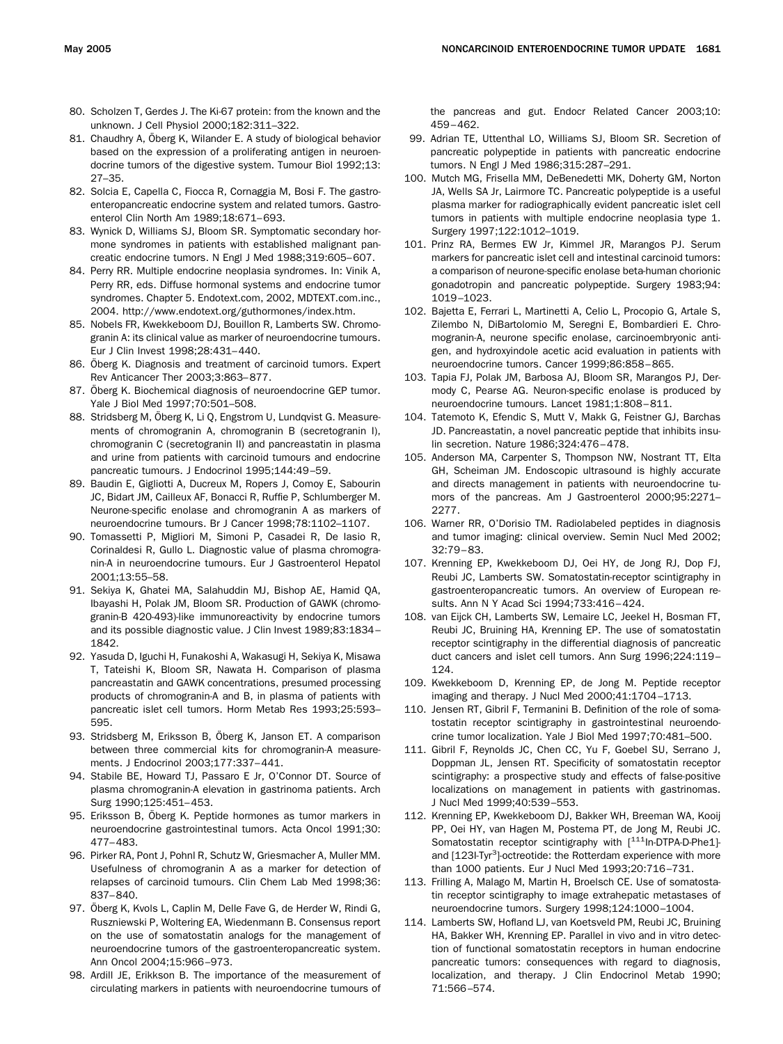80. Scholzen T, Gerdes J. The Ki-67 protein: from the known and the unknown. J Cell Physiol 2000;182:311–322.
81. Chaudhry A, Öberg K, Wilander E. A study of biological behavior based on the expression of a proliferating antigen in neuroendocrine tumors of the digestive system. Tumour Biol 1992;13: 27–35.
82. Solcia E, Capella C, Fiocca R, Cornaggia M, Bosi F. The gastroenteropancreatic endocrine system and related tumors. Gastroenterol Clin North Am 1989;18:671–693.
83. Wynick D, Williams SJ, Bloom SR. Symptomatic secondary hormone syndromes in patients with established malignant pancreatic endocrine tumors. N Engl J Med 1988;319:605–607.
84. Perry RR. Multiple endocrine neoplasia syndromes. In: Vinik A, Perry RR, eds. Diffuse hormonal systems and endocrine tumor syndromes. Chapter 5. Endotext.com, 2002, MDTEXT.com.inc., 2004. http://www.endotext.org/guthormones/index.htm.
85. Nobels FR, Kwekkeboom DJ, Bouillon R, Lamberts SW. Chromogranin A: its clinical value as marker of neuroendocrine tumours. Eur J Clin Invest 1998;28:431–440.
86. Öberg K. Diagnosis and treatment of carcinoid tumors. Expert Rev Anticancer Ther 2003;3:863–877.
87. Öberg K. Biochemical diagnosis of neuroendocrine GEP tumor. Yale J Biol Med 1997;70:501–508.
88. Stridsberg M, Öberg K, Li Q, Engstrom U, Lundqvist G. Measurements of chromogranin A, chromogranin B (secretogranin I), chromogranin C (secretogranin II) and pancreastatin in plasma and urine from patients with carcinoid tumours and endocrine pancreatic tumours. J Endocrinol 1995;144:49–59.
89. Baudin E, Gigliotti A, Ducreux M, Ropers J, Comoy E, Sabourin JC, Bidart JM, Cailleux AF, Bonacci R, Ruffie P, Schlumberger M. Neurone-specific enolase and chromogranin A as markers of neuroendocrine tumours. Br J Cancer 1998;78:1102–1107.
90. Tomassetti P, Migliori M, Simoni P, Casadei R, De Iasio R, Corinaldesi R, Gullo L. Diagnostic value of plasma chromogranin-A in neuroendocrine tumours. Eur J Gastroenterol Hepatol 2001;13:55–58.
91. Sekiya K, Ghatei MA, Salahuddin MJ, Bishop AE, Hamid QA, Ibayashi H, Polak JM, Bloom SR. Production of GAWK (chromogranin-B 420-493)-like immunoreactivity by endocrine tumors and its possible diagnostic value. J Clin Invest 1989;83:1834–1842.
92. Yasuda D, Iguchi H, Funakoshi A, Wakasugi H, Sekiya K, Misawa T, Tateishi K, Bloom SR, Nawata H. Comparison of plasma pancreastatin and GAWK concentrations, presumed processing products of chromogranin-A and B, in plasma of patients with pancreatic islet cell tumors. Horm Metab Res 1993;25:593–595.
93. Stridsberg M, Eriksson B, Öberg K, Janson ET. A comparison between three commercial kits for chromogranin-A measurements. J Endocrinol 2003;177:337–441.
94. Stabile BE, Howard TJ, Passaro E Jr, O'Connor DT. Source of plasma chromogranin-A elevation in gastrinoma patients. Arch Surg 1990;125:451–453.
95. Eriksson B, Öberg K. Peptide hormones as tumor markers in neuroendocrine gastrointestinal tumors. Acta Oncol 1991;30: 477–483.
96. Pirker RA, Pont J, Pohnl R, Schutz W, Griesmacher A, Muller MM. Usefulness of chromogranin A as a marker for detection of relapses of carcinoid tumours. Clin Chem Lab Med 1998;36: 837–840.
97. Öberg K, Kvols L, Caplin M, Delle Fave G, de Herder W, Rindi G, Ruszniewski P, Woltering EA, Wiedenmann B. Consensus report on the use of somatostatin analogs for the management of neuroendocrine tumors of the gastroenteropancreatic system. Ann Oncol 2004;15:966–973.
98. Ardill JE, Erikkson B. The importance of the measurement of circulating markers in patients with neuroendocrine tumours of the pancreas and gut. Endocr Related Cancer 2003;10: 459–462.
99. Adrian TE, Uttenthal LO, Williams SJ, Bloom SR. Secretion of pancreatic polypeptide in patients with pancreatic endocrine tumors. N Engl J Med 1986;315:287–291.
100. Mutch MG, Frisella MM, DeBenedetti MK, Doherty GM, Norton JA, Wells SA Jr, Lairmore TC. Pancreatic polypeptide is a useful plasma marker for radiographically evident pancreatic islet cell tumors in patients with multiple endocrine neoplasia type 1. Surgery 1997;122:1012–1019.
101. Prinz RA, Bermes EW Jr, Kimmel JR, Marangos PJ. Serum markers for pancreatic islet cell and intestinal carcinoid tumors: a comparison of neurone-specific enolase beta-human chorionic gonadotropin and pancreatic polypeptide. Surgery 1983;94: 1019–1023.
102. Bajetta E, Ferrari L, Martinetti A, Celio L, Procopio G, Artale S, Zilembo N, DiBartolomio M, Seregni E, Bombardieri E. Chromogranin-A, neurone specific enolase, carcinoembryonic antigen, and hydroxyindole acetic acid evaluation in patients with neuroendocrine tumors. Cancer 1999;86:858–865.
103. Tapia FJ, Polak JM, Barbosa AJ, Bloom SR, Marangos PJ, Dermody C, Pearse AG. Neuron-specific enolase is produced by neuroendocrine tumours. Lancet 1981;1:808–811.
104. Tatemoto K, Efendic S, Mutt V, Makk G, Feistner GJ, Barchas JD. Pancreastatin, a novel pancreatic peptide that inhibits insulin secretion. Nature 1986;324:476–478.
105. Anderson MA, Carpenter S, Thompson NW, Nostrant TT, Elta GH, Scheiman JM. Endoscopic ultrasound is highly accurate and directs management in patients with neuroendocrine tumors of the pancreas. Am J Gastroenterol 2000;95:2271–2277.
106. Warner RR, O'Dorisio TM. Radiolabeled peptides in diagnosis and tumor imaging: clinical overview. Semin Nucl Med 2002; 32:79–83.
107. Krenning EP, Kwekkeboom DJ, Oei HY, de Jong RJ, Dop FJ, Reubi JC, Lamberts SW. Somatostatin-receptor scintigraphy in gastroenteropancreatic tumors. An overview of European results. Ann N Y Acad Sci 1994;733:416–424.
108. van Eijck CH, Lamberts SW, Lemaire LC, Jeekel H, Bosman FT, Reubi JC, Bruining HA, Krenning EP. The use of somatostatin receptor scintigraphy in the differential diagnosis of pancreatic duct cancers and islet cell tumors. Ann Surg 1996;224:119–124.
109. Kwekkeboom D, Krenning EP, de Jong M. Peptide receptor imaging and therapy. J Nucl Med 2000;41:1704–1713.
110. Jensen RT, Gibril F, Termanini B. Definition of the role of somatostatin receptor scintigraphy in gastrointestinal neuroendocrine tumor localization. Yale J Biol Med 1997;70:481–500.
111. Gibril F, Reynolds JC, Chen CC, Yu F, Goebel SU, Serrano J, Doppman JL, Jensen RT. Specificity of somatostatin receptor scintigraphy: a prospective study and effects of false-positive localizations on management in patients with gastrinomas. J Nucl Med 1999;40:539–553.
112. Krenning EP, Kwekkeboom DJ, Bakker WH, Breeman WA, Kooij PP, Oei HY, van Hagen M, Postema PT, de Jong M, Reubi JC. Somatostatin receptor scintigraphy with [$^{111}$In-DTPA-D-Phe1]- and [123I-Tyr$^{3}$]-octreotide: the Rotterdam experience with more than 1000 patients. Eur J Nucl Med 1993;20:716–731.
113. Frilling A, Malago M, Martin H, Broelsch CE. Use of somatostatin receptor scintigraphy to image extrahepatic metastases of neuroendocrine tumors. Surgery 1998;124:1000–1004.
114. Lamberts SW, Hofland LJ, van Koetsveld PM, Reubi JC, Bruining HA, Bakker WH, Krenning EP. Parallel in vivo and in vitro detection of functional somatostatin receptors in human endocrine pancreatic tumors: consequences with regard to diagnosis, localization, and therapy. J Clin Endocrinol Metab 1990; 71:566–574.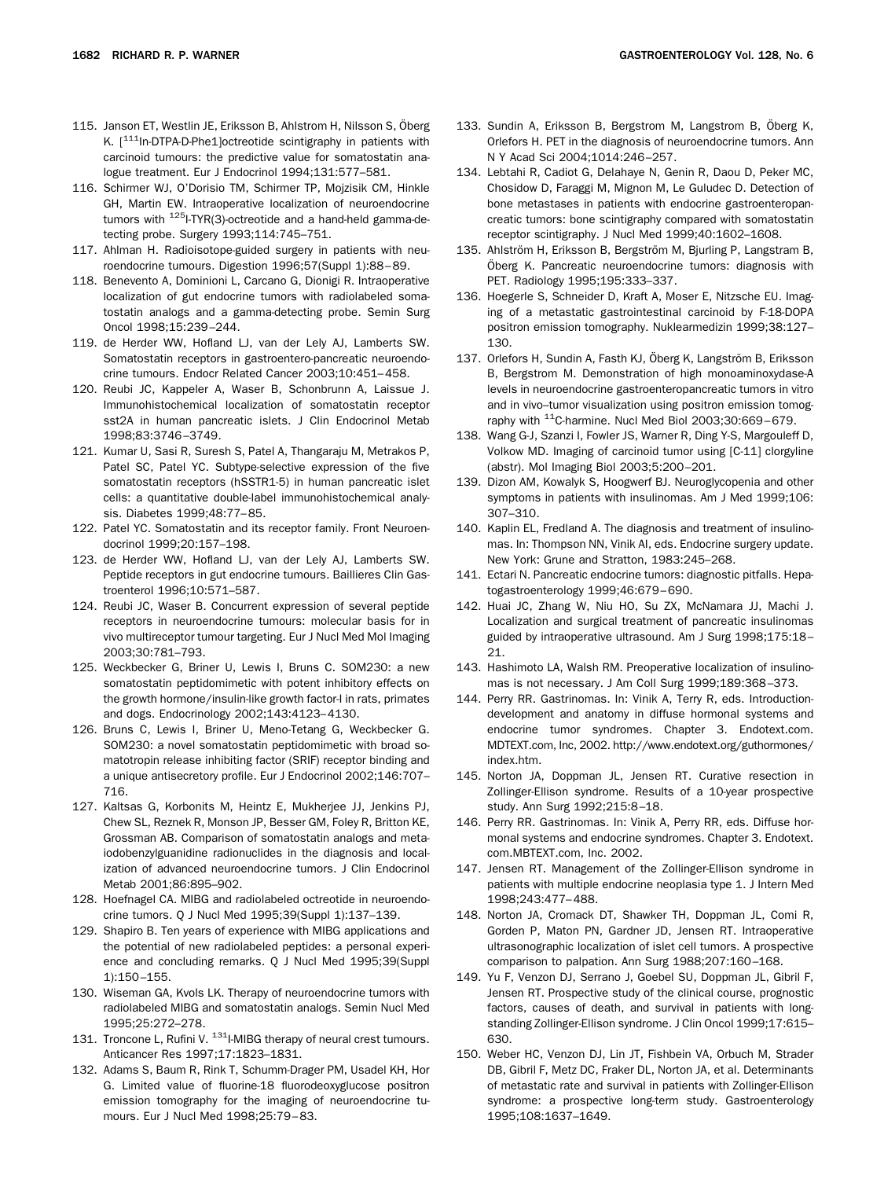115. Janson ET, Westlin JE, Eriksson B, Ahlstrom H, Nilsson S, Öberg K. [$^{111}$In-DTPA-D-Phe1]octreotide scintigraphy in patients with carcinoid tumours: the predictive value for somatostatin analogue treatment. Eur J Endocrinol 1994;131:577–581.
116. Schirmer WJ, O'Dorisio TM, Schirmer TP, Mojzisik CM, Hinkle GH, Martin EW. Intraoperative localization of neuroendocrine tumors with $^{125}$I-TYR(3)-octreotide and a hand-held gamma-detecting probe. Surgery 1993;114:745–751.
117. Ahlman H. Radioisotope-guided surgery in patients with neuroendocrine tumours. Digestion 1996;57(Suppl 1):88–89.
118. Benevento A, Dominioni L, Carcano G, Dionigi R. Intraoperative localization of gut endocrine tumors with radiolabeled somatostatin analogs and a gamma-detecting probe. Semin Surg Oncol 1998;15:239–244.
119. de Herder WW, Hofland LJ, van der Lely AJ, Lamberts SW. Somatostatin receptors in gastroentero-pancreatic neuroendocrine tumours. Endocr Related Cancer 2003;10:451–458.
120. Reubi JC, Kappeler A, Waser B, Schonbrunn A, Laissue J. Immunohistochemical localization of somatostatin receptor sst2A in human pancreatic islets. J Clin Endocrinol Metab 1998;83:3746–3749.
121. Kumar U, Sasi R, Suresh S, Patel A, Thangaraju M, Metrakos P, Patel SC, Patel YC. Subtype-selective expression of the five somatostatin receptors (hSSTR1-5) in human pancreatic islet cells: a quantitative double-label immunohistochemical analysis. Diabetes 1999;48:77–85.
122. Patel YC. Somatostatin and its receptor family. Front Neuroendocrinol 1999;20:157–198.
123. de Herder WW, Hofland LJ, van der Lely AJ, Lamberts SW. Peptide receptors in gut endocrine tumours. Baillieres Clin Gastroenterol 1996;10:571–587.
124. Reubi JC, Waser B. Concurrent expression of several peptide receptors in neuroendocrine tumours: molecular basis for in vivo multireceptor tumour targeting. Eur J Nucl Med Mol Imaging 2003;30:781–793.
125. Weckbecker G, Briner U, Lewis I, Bruns C. SOM230: a new somatostatin peptidomimetic with potent inhibitory effects on the growth hormone/insulin-like growth factor-I in rats, primates and dogs. Endocrinology 2002;143:4123–4130.
126. Bruns C, Lewis I, Briner U, Meno-Tetang G, Weckbecker G. SOM230: a novel somatostatin peptidomimetic with broad somatotropin release inhibiting factor (SRIF) receptor binding and a unique antisecretory profile. Eur J Endocrinol 2002;146:707–716.
127. Kaltsas G, Korbonits M, Heintz E, Mukherjee JJ, Jenkins PJ, Chew SL, Reznek R, Monson JP, Besser GM, Foley R, Britton KE, Grossman AB. Comparison of somatostatin analogs and meta-iodobenzylguanidine radionuclides in the diagnosis and localization of advanced neuroendocrine tumors. J Clin Endocrinol Metab 2001;86:895–902.
128. Hoefnagel CA. MIBG and radiolabeled octreotide in neuroendocrine tumors. Q J Nucl Med 1995;39(Suppl 1):137–139.
129. Shapiro B. Ten years of experience with MIBG applications and the potential of new radiolabeled peptides: a personal experience and concluding remarks. Q J Nucl Med 1995;39(Suppl 1):150–155.
130. Wiseman GA, Kvols LK. Therapy of neuroendocrine tumors with radiolabeled MIBG and somatostatin analogs. Semin Nucl Med 1995;25:272–278.
131. Troncone L, Rufini V. $^{131}$I-MIBG therapy of neural crest tumours. Anticancer Res 1997;17:1823–1831.
132. Adams S, Baum R, Rink T, Schumm-Drager PM, Usadel KH, Hor G. Limited value of fluorine-18 fluorodeoxyglucose positron emission tomography for the imaging of neuroendocrine tumours. Eur J Nucl Med 1998;25:79–83.
133. Sundin A, Eriksson B, Bergstrom M, Langstrom B, Öberg K, Orlefors H. PET in the diagnosis of neuroendocrine tumors. Ann N Y Acad Sci 2004;1014:246–257.
134. Lebtahi R, Cadiot G, Delahaye N, Genin R, Daou D, Peker MC, Chosidow D, Faraggi M, Mignon M, Le Guludec D. Detection of bone metastases in patients with endocrine gastroenteropancreatic tumors: bone scintigraphy compared with somatostatin receptor scintigraphy. J Nucl Med 1999;40:1602–1608.
135. Ahlström H, Eriksson B, Bergström M, Bjurling P, Langstram B, Öberg K. Pancreatic neuroendocrine tumors: diagnosis with PET. Radiology 1995;195:333–337.
136. Hoegerle S, Schneider D, Kraft A, Moser E, Nitzsche EU. Imaging of a metastatic gastrointestinal carcinoid by F-18-DOPA positron emission tomography. Nuklearmedizin 1999;38:127–130.
137. Orlefors H, Sundin A, Fasth KJ, Öberg K, Langström B, Eriksson B, Bergstrom M. Demonstration of high monoaminoxydase-A levels in neuroendocrine gastroenteropancreatic tumors in vitro and in vivo–tumor visualization using positron emission tomography with $^{11}$C-harmine. Nucl Med Biol 2003;30:669–679.
138. Wang G-J, Szanzi I, Fowler JS, Warner R, Ding Y-S, Margouleff D, Volkow MD. Imaging of carcinoid tumor using [C-11] clorgyline (abstr). Mol Imaging Biol 2003;5:200–201.
139. Dizon AM, Kowalyk S, Hoogwerf BJ. Neuroglycopenia and other symptoms in patients with insulinomas. Am J Med 1999;106:307–310.
140. Kaplin EL, Fredland A. The diagnosis and treatment of insulinomas. In: Thompson NN, Vinik AI, eds. Endocrine surgery update. New York: Grune and Stratton, 1983:245–268.
141. Ectari N. Pancreatic endocrine tumors: diagnostic pitfalls. Hepatogastroenterology 1999;46:679–690.
142. Huai JC, Zhang W, Niu HO, Su ZX, McNamara JJ, Machi J. Localization and surgical treatment of pancreatic insulinomas guided by intraoperative ultrasound. Am J Surg 1998;175:18–21.
143. Hashimoto LA, Walsh RM. Preoperative localization of insulinomas is not necessary. J Am Coll Surg 1999;189:368–373.
144. Perry RR. Gastrinomas. In: Vinik A, Terry R, eds. Introduction-development and anatomy in diffuse hormonal systems and endocrine tumor syndromes. Chapter 3. Endotext.com. MDTEXT.com, Inc, 2002. http://www.endotext.org/guthormones/index.htm.
145. Norton JA, Doppman JL, Jensen RT. Curative resection in Zollinger-Ellison syndrome. Results of a 10-year prospective study. Ann Surg 1992;215:8–18.
146. Perry RR. Gastrinomas. In: Vinik A, Perry RR, eds. Diffuse hormonal systems and endocrine syndromes. Chapter 3. Endotext.com.MBTEXT.com, Inc. 2002.
147. Jensen RT. Management of the Zollinger-Ellison syndrome in patients with multiple endocrine neoplasia type 1. J Intern Med 1998;243:477–488.
148. Norton JA, Cromack DT, Shawker TH, Doppman JL, Comi R, Gorden P, Maton PN, Gardner JD, Jensen RT. Intraoperative ultrasonographic localization of islet cell tumors. A prospective comparison to palpation. Ann Surg 1988;207:160–168.
149. Yu F, Venzon DJ, Serrano J, Goebel SU, Doppman JL, Gibril F, Jensen RT. Prospective study of the clinical course, prognostic factors, causes of death, and survival in patients with long-standing Zollinger-Ellison syndrome. J Clin Oncol 1999;17:615–630.
150. Weber HC, Venzon DJ, Lin JT, Fishbein VA, Orbuch M, Strader DB, Gibril F, Metz DC, Fraker DL, Norton JA, et al. Determinants of metastatic rate and survival in patients with Zollinger-Ellison syndrome: a prospective long-term study. Gastroenterology 1995;108:1637–1649.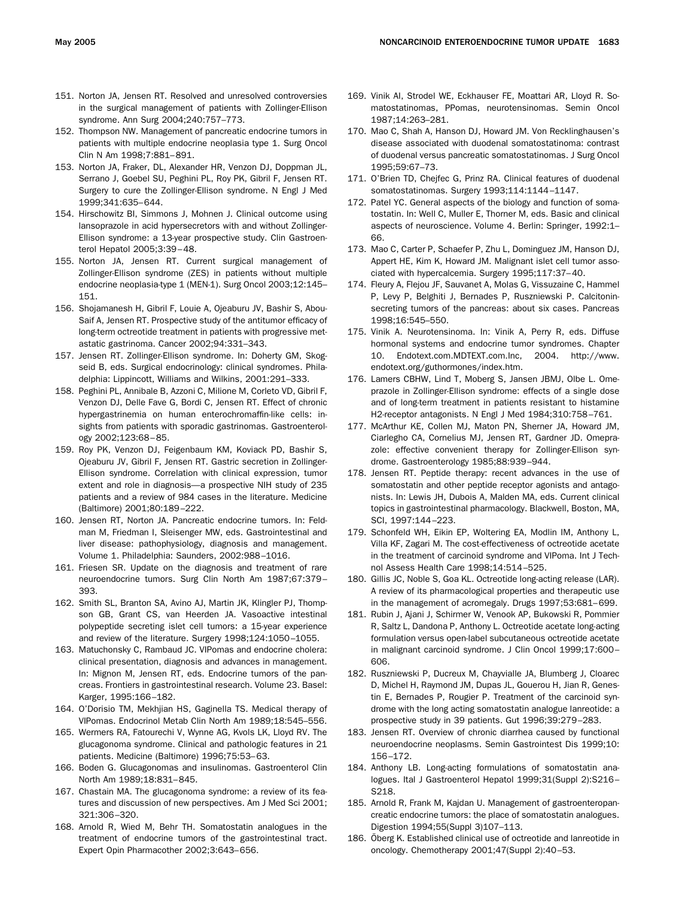151. Norton JA, Jensen RT. Resolved and unresolved controversies in the surgical management of patients with Zollinger-Ellison syndrome. Ann Surg 2004;240:757–773.
152. Thompson NW. Management of pancreatic endocrine tumors in patients with multiple endocrine neoplasia type 1. Surg Oncol Clin N Am 1998;7:881–891.
153. Norton JA, Fraker, DL, Alexander HR, Venzon DJ, Doppman JL, Serrano J, Goebel SU, Peghini PL, Roy PK, Gibril F, Jensen RT. Surgery to cure the Zollinger-Ellison syndrome. N Engl J Med 1999;341:635–644.
154. Hirschowitz BI, Simmons J, Mohnen J. Clinical outcome using lansoprazole in acid hypersecretors with and without Zollinger-Ellison syndrome: a 13-year prospective study. Clin Gastroenterol Hepatol 2005;3:39–48.
155. Norton JA, Jensen RT. Current surgical management of Zollinger-Ellison syndrome (ZES) in patients without multiple endocrine neoplasia-type 1 (MEN-1). Surg Oncol 2003;12:145–151.
156. Shojamanesh H, Gibril F, Louie A, Ojeaburu JV, Bashir S, Abou-Saif A, Jensen RT. Prospective study of the antitumor efficacy of long-term octreotide treatment in patients with progressive metastatic gastrinoma. Cancer 2002;94:331–343.
157. Jensen RT. Zollinger-Ellison syndrome. In: Doherty GM, Skogseid B, eds. Surgical endocrinology: clinical syndromes. Philadelphia: Lippincott, Williams and Wilkins, 2001:291–333.
158. Peghini PL, Annibale B, Azzoni C, Milione M, Corleto VD, Gibril F, Venzon DJ, Delle Fave G, Bordi C, Jensen RT. Effect of chronic hypergastrinemia on human enterochromaffin-like cells: insights from patients with sporadic gastrinomas. Gastroenterology 2002;123:68–85.
159. Roy PK, Venzon DJ, Feigenbaum KM, Koviack PD, Bashir S, Ojeaburu JV, Gibril F, Jensen RT. Gastric secretion in Zollinger-Ellison syndrome. Correlation with clinical expression, tumor extent and role in diagnosis—a prospective NIH study of 235 patients and a review of 984 cases in the literature. Medicine (Baltimore) 2001;80:189–222.
160. Jensen RT, Norton JA. Pancreatic endocrine tumors. In: Feldman M, Friedman I, Sleisenger MW, eds. Gastrointestinal and liver disease: pathophysiology, diagnosis and management. Volume 1. Philadelphia: Saunders, 2002:988–1016.
161. Friesen SR. Update on the diagnosis and treatment of rare neuroendocrine tumors. Surg Clin North Am 1987;67:379–393.
162. Smith SL, Branton SA, Avino AJ, Martin JK, Klingler PJ, Thompson GB, Grant CS, van Heerden JA. Vasoactive intestinal polypeptide secreting islet cell tumors: a 15-year experience and review of the literature. Surgery 1998;124:1050–1055.
163. Matuchonsky C, Rambaud JC. VIPomas and endocrine cholera: clinical presentation, diagnosis and advances in management. In: Mignon M, Jensen RT, eds. Endocrine tumors of the pancreas. Frontiers in gastrointestinal research. Volume 23. Basel: Karger, 1995:166–182.
164. O'Dorisio TM, Mekhjian HS, Gaginella TS. Medical therapy of VIPomas. Endocrinol Metab Clin North Am 1989;18:545–556.
165. Wermers RA, Fatourechi V, Wynne AG, Kvols LK, Lloyd RV. The glucagonoma syndrome. Clinical and pathologic features in 21 patients. Medicine (Baltimore) 1996;75:53–63.
166. Boden G. Glucagonomas and insulinomas. Gastroenterol Clin North Am 1989;18:831–845.
167. Chastain MA. The glucagonoma syndrome: a review of its features and discussion of new perspectives. Am J Med Sci 2001;321:306–320.
168. Arnold R, Wied M, Behr TH. Somatostatin analogues in the treatment of endocrine tumors of the gastrointestinal tract. Expert Opin Pharmacother 2002;3:643–656.
169. Vinik AI, Strodel WE, Eckhauser FE, Moattari AR, Lloyd R. Somatostatinomas, PPomas, neurotensinomas. Semin Oncol 1987;14:263–281.
170. Mao C, Shah A, Hanson DJ, Howard JM. Von Recklinghausen's disease associated with duodenal somatostatinoma: contrast of duodenal versus pancreatic somatostatinomas. J Surg Oncol 1995;59:67–73.
171. O'Brien TD, Chejfec G, Prinz RA. Clinical features of duodenal somatostatinomas. Surgery 1993;114:1144–1147.
172. Patel YC. General aspects of the biology and function of somatostatin. In: Well C, Muller E, Thorner M, eds. Basic and clinical aspects of neuroscience. Volume 4. Berlin: Springer, 1992:1–66.
173. Mao C, Carter P, Schaefer P, Zhu L, Dominguez JM, Hanson DJ, Appert HE, Kim K, Howard JM. Malignant islet cell tumor associated with hypercalcemia. Surgery 1995;117:37–40.
174. Fleury A, Flejou JF, Sauvanet A, Molas G, Vissuzaine C, Hammel P, Levy P, Belghiti J, Bernades P, Ruszniewski P. Calcitonin-secreting tumors of the pancreas: about six cases. Pancreas 1998;16:545–550.
175. Vinik A. Neurotensinoma. In: Vinik A, Perry R, eds. Diffuse hormonal systems and endocrine tumor syndromes. Chapter 10. Endotext.com.MDTEXT.com.Inc, 2004. http://www.endotext.org/guthormones/index.htm.
176. Lamers CBHW, Lind T, Moberg S, Jansen JBMJ, Olbe L. Omeprazole in Zollinger-Ellison syndrome: effects of a single dose and of long-term treatment in patients resistant to histamine H2-receptor antagonists. N Engl J Med 1984;310:758–761.
177. McArthur KE, Collen MJ, Maton PN, Sherner JA, Howard JM, Ciarlegho CA, Cornelius MJ, Jensen RT, Gardner JD. Omeprazole: effective convenient therapy for Zollinger-Ellison syndrome. Gastroenterology 1985;88:939–944.
178. Jensen RT. Peptide therapy: recent advances in the use of somatostatin and other peptide receptor agonists and antagonists. In: Lewis JH, Dubois A, Malden MA, eds. Current clinical topics in gastrointestinal pharmacology. Blackwell, Boston, MA, SCI, 1997:144–223.
179. Schonfeld WH, Eikin EP, Woltering EA, Modlin IM, Anthony L, Villa KF, Zagari M. The cost-effectiveness of octreotide acetate in the treatment of carcinoid syndrome and VIPoma. Int J Technol Assess Health Care 1998;14:514–525.
180. Gillis JC, Noble S, Goa KL. Octreotide long-acting release (LAR). A review of its pharmacological properties and therapeutic use in the management of acromegaly. Drugs 1997;53:681–699.
181. Rubin J, Ajani J, Schirmer W, Venook AP, Bukowski R, Pommier R, Saltz L, Dandona P, Anthony L. Octreotide acetate long-acting formulation versus open-label subcutaneous octreotide acetate in malignant carcinoid syndrome. J Clin Oncol 1999;17:600–606.
182. Ruszniewski P, Ducreux M, Chayvialle JA, Blumberg J, Cloarec D, Michel H, Raymond JM, Dupas JL, Gouerou H, Jian R, Genestin E, Bernades P, Rougier P. Treatment of the carcinoid syndrome with the long acting somatostatin analogue lanreotide: a prospective study in 39 patients. Gut 1996;39:279–283.
183. Jensen RT. Overview of chronic diarrhea caused by functional neuroendocrine neoplasms. Semin Gastrointest Dis 1999;10:156–172.
184. Anthony LB. Long-acting formulations of somatostatin analogues. Ital J Gastroenterol Hepatol 1999;31(Suppl 2):S216–S218.
185. Arnold R, Frank M, Kajdan U. Management of gastroenteropancreatic endocrine tumors: the place of somatostatin analogues. Digestion 1994;55(Suppl 3)107–113.
186. Öberg K. Established clinical use of octreotide and lanreotide in oncology. Chemotherapy 2001;47(Suppl 2):40–53.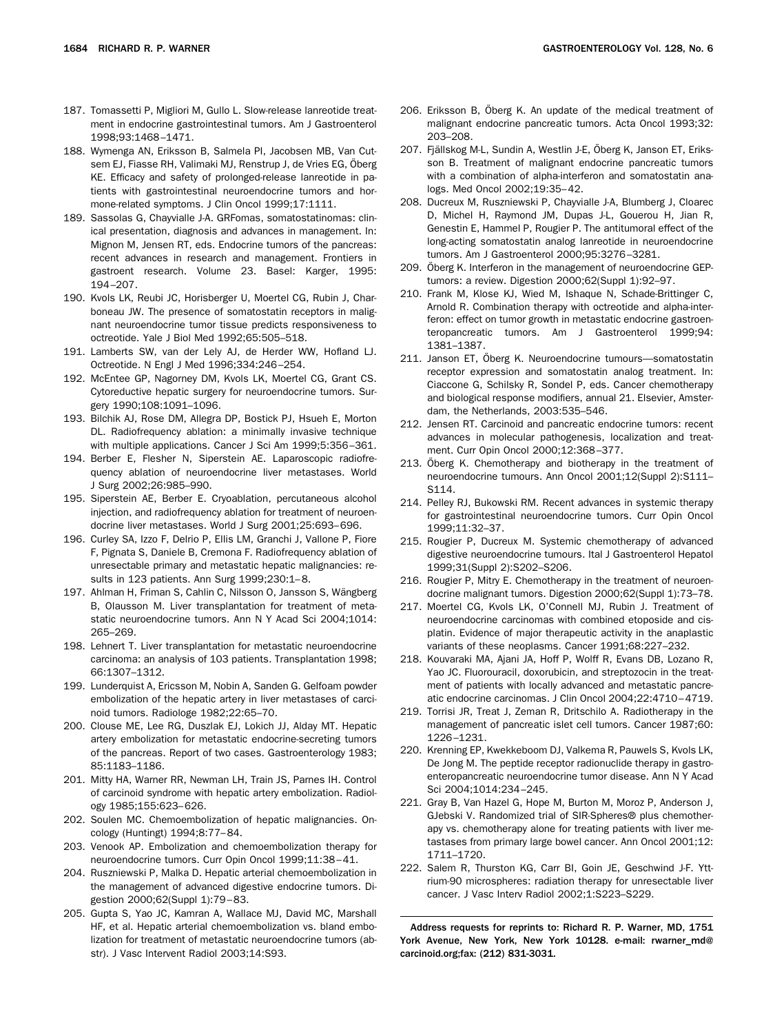187. Tomassetti P, Migliori M, Gullo L. Slow-release lanreotide treatment in endocrine gastrointestinal tumors. Am J Gastroenterol 1998;93:1468–1471.
188. Wymenga AN, Eriksson B, Salmela PI, Jacobsen MB, Van Cutsem EJ, Fiasse RH, Valimaki MJ, Renstrup J, de Vries EG, Öberg KE. Efficacy and safety of prolonged-release lanreotide in patients with gastrointestinal neuroendocrine tumors and hormone-related symptoms. J Clin Oncol 1999;17:1111.
189. Sassolas G, Chayvialle J-A. GRFomas, somatostatinomas: clinical presentation, diagnosis and advances in management. In: Mignon M, Jensen RT, eds. Endocrine tumors of the pancreas: recent advances in research and management. Frontiers in gastroent research. Volume 23. Basel: Karger, 1995: 194–207.
190. Kvols LK, Reubi JC, Horisberger U, Moertel CG, Rubin J, Charboneau JW. The presence of somatostatin receptors in malignant neuroendocrine tumor tissue predicts responsiveness to octreotide. Yale J Biol Med 1992;65:505–518.
191. Lamberts SW, van der Lely AJ, de Herder WW, Hofland LJ. Octreotide. N Engl J Med 1996;334:246–254.
192. McEntee GP, Nagorney DM, Kvols LK, Moertel CG, Grant CS. Cytoreductive hepatic surgery for neuroendocrine tumors. Surgery 1990;108:1091–1096.
193. Bilchik AJ, Rose DM, Allegra DP, Bostick PJ, Hsueh E, Morton DL. Radiofrequency ablation: a minimally invasive technique with multiple applications. Cancer J Sci Am 1999;5:356–361.
194. Berber E, Flesher N, Siperstein AE. Laparoscopic radiofrequency ablation of neuroendocrine liver metastases. World J Surg 2002;26:985–990.
195. Siperstein AE, Berber E. Cryoablation, percutaneous alcohol injection, and radiofrequency ablation for treatment of neuroendocrine liver metastases. World J Surg 2001;25:693–696.
196. Curley SA, Izzo F, Delrio P, Ellis LM, Granchi J, Vallone P, Fiore F, Pignata S, Daniele B, Cremona F. Radiofrequency ablation of unresectable primary and metastatic hepatic malignancies: results in 123 patients. Ann Surg 1999;230:1–8.
197. Ahlman H, Friman S, Cahlin C, Nilsson O, Jansson S, Wängberg B, Olausson M. Liver transplantation for treatment of metastatic neuroendocrine tumors. Ann N Y Acad Sci 2004;1014: 265–269.
198. Lehnert T. Liver transplantation for metastatic neuroendocrine carcinoma: an analysis of 103 patients. Transplantation 1998; 66:1307–1312.
199. Lunderquist A, Ericsson M, Nobin A, Sanden G. Gelfoam powder embolization of the hepatic artery in liver metastases of carcinoid tumors. Radiologe 1982;22:65–70.
200. Clouse ME, Lee RG, Duszlak EJ, Lokich JJ, Alday MT. Hepatic artery embolization for metastatic endocrine-secreting tumors of the pancreas. Report of two cases. Gastroenterology 1983; 85:1183–1186.
201. Mitty HA, Warner RR, Newman LH, Train JS, Parnes IH. Control of carcinoid syndrome with hepatic artery embolization. Radiology 1985;155:623–626.
202. Soulen MC. Chemoembolization of hepatic malignancies. Oncology (Huntingt) 1994;8:77–84.
203. Venook AP. Embolization and chemoembolization therapy for neuroendocrine tumors. Curr Opin Oncol 1999;11:38–41.
204. Ruszniewski P, Malka D. Hepatic arterial chemoembolization in the management of advanced digestive endocrine tumors. Digestion 2000;62(Suppl 1):79–83.
205. Gupta S, Yao JC, Kamran A, Wallace MJ, David MC, Marshall HF, et al. Hepatic arterial chemoembolization vs. bland embolization for treatment of metastatic neuroendocrine tumors (abstr). J Vasc Intervent Radiol 2003;14:S93.
206. Eriksson B, Öberg K. An update of the medical treatment of malignant endocrine pancreatic tumors. Acta Oncol 1993;32: 203–208.
207. Fjällskog M-L, Sundin A, Westlin J-E, Öberg K, Janson ET, Eriksson B. Treatment of malignant endocrine pancreatic tumors with a combination of alpha-interferon and somatostatin analogs. Med Oncol 2002;19:35–42.
208. Ducreux M, Ruszniewski P, Chayvialle J-A, Blumberg J, Cloarec D, Michel H, Raymond JM, Dupas J-L, Gouerou H, Jian R, Genestin E, Hammel P, Rougier P. The antitumoral effect of the long-acting somatostatin analog lanreotide in neuroendocrine tumors. Am J Gastroenterol 2000;95:3276–3281.
209. Öberg K. Interferon in the management of neuroendocrine GEP-tumors: a review. Digestion 2000;62(Suppl 1):92–97.
210. Frank M, Klose KJ, Wied M, Ishaque N, Schade-Brittinger C, Arnold R. Combination therapy with octreotide and alpha-interferon: effect on tumor growth in metastatic endocrine gastroenteropancreatic tumors. Am J Gastroenterol 1999;94: 1381–1387.
211. Janson ET, Öberg K. Neuroendocrine tumours—somatostatin receptor expression and somatostatin analog treatment. In: Ciaccone G, Schilsky R, Sondel P, eds. Cancer chemotherapy and biological response modifiers, annual 21. Elsevier, Amsterdam, the Netherlands, 2003:535–546.
212. Jensen RT. Carcinoid and pancreatic endocrine tumors: recent advances in molecular pathogenesis, localization and treatment. Curr Opin Oncol 2000;12:368–377.
213. Öberg K. Chemotherapy and biotherapy in the treatment of neuroendocrine tumours. Ann Oncol 2001;12(Suppl 2):S111–S114.
214. Pelley RJ, Bukowski RM. Recent advances in systemic therapy for gastrointestinal neuroendocrine tumors. Curr Opin Oncol 1999;11:32–37.
215. Rougier P, Ducreux M. Systemic chemotherapy of advanced digestive neuroendocrine tumours. Ital J Gastroenterol Hepatol 1999;31(Suppl 2):S202–S206.
216. Rougier P, Mitry E. Chemotherapy in the treatment of neuroendocrine malignant tumors. Digestion 2000;62(Suppl 1):73–78.
217. Moertel CG, Kvols LK, O'Connell MJ, Rubin J. Treatment of neuroendocrine carcinomas with combined etoposide and cisplatin. Evidence of major therapeutic activity in the anaplastic variants of these neoplasms. Cancer 1991;68:227–232.
218. Kouvaraki MA, Ajani JA, Hoff P, Wolff R, Evans DB, Lozano R, Yao JC. Fluorouracil, doxorubicin, and streptozocin in the treatment of patients with locally advanced and metastatic pancreatic endocrine carcinomas. J Clin Oncol 2004;22:4710–4719.
219. Torrisi JR, Treat J, Zeman R, Dritschilo A. Radiotherapy in the management of pancreatic islet cell tumors. Cancer 1987;60: 1226–1231.
220. Krenning EP, Kwekkeboom DJ, Valkema R, Pauwels S, Kvols LK, De Jong M. The peptide receptor radionuclide therapy in gastroenteropancreatic neuroendocrine tumor disease. Ann N Y Acad Sci 2004;1014:234–245.
221. Gray B, Van Hazel G, Hope M, Burton M, Moroz P, Anderson J, GJebski V. Randomized trial of SIR-Spheres® plus chemotherapy vs. chemotherapy alone for treating patients with liver metastases from primary large bowel cancer. Ann Oncol 2001;12: 1711–1720.
222. Salem R, Thurston KG, Carr BI, Goin JE, Geschwind J-F. Yttrium-90 microspheres: radiation therapy for unresectable liver cancer. J Vasc Interv Radiol 2002;1:S223–S229.

**Address requests for reprints to: Richard R. P. Warner, MD, 1751 York Avenue, New York, New York 10128. e-mail: rwarner_md@carcinoid.org;fax: (212) 831-3031.**